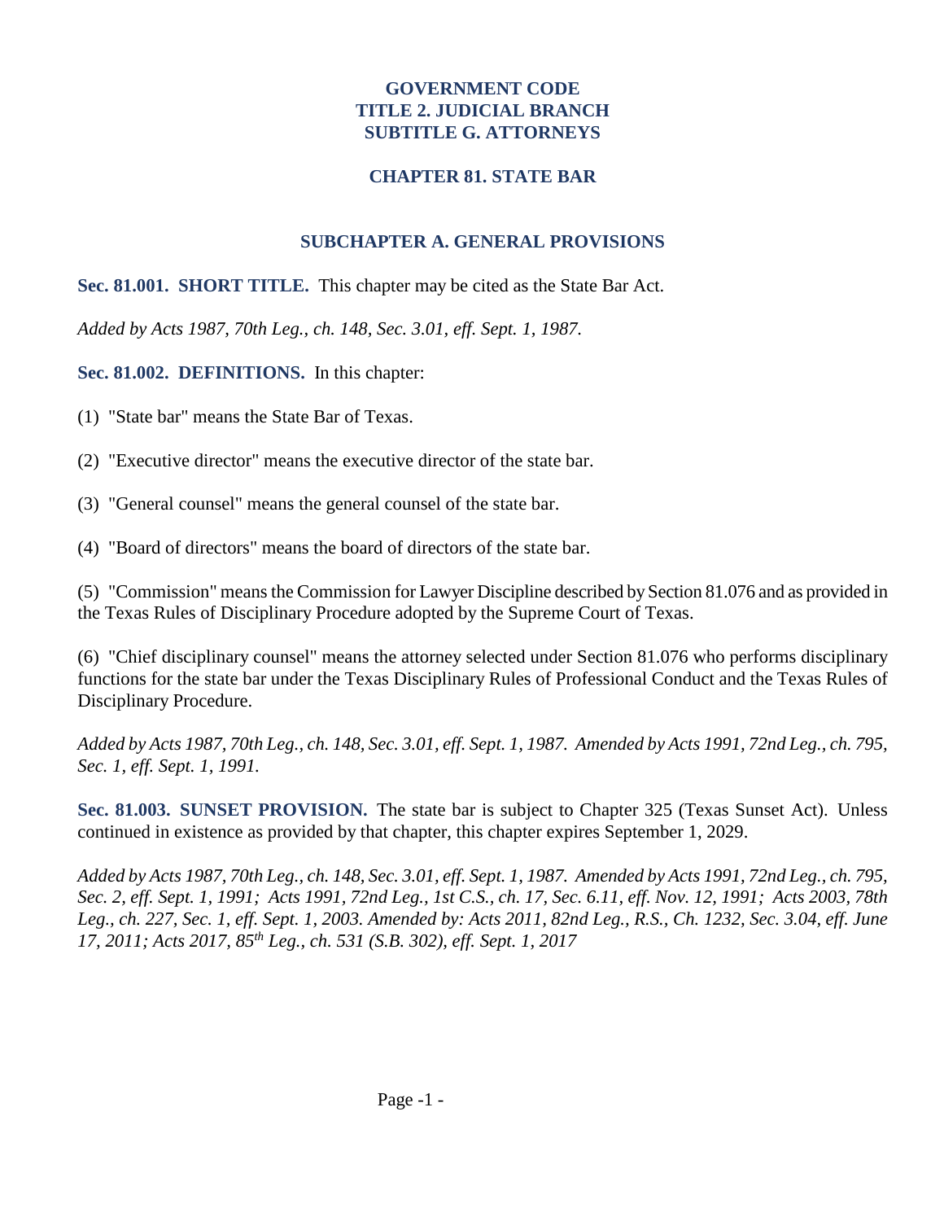# GOVERNMENT CODE
# TITLE 2. JUDICIAL BRANCH
# SUBTITLE G. ATTORNEYS

## CHAPTER 81. STATE BAR

### SUBCHAPTER A. GENERAL PROVISIONS

**Sec. 81.001. SHORT TITLE.** This chapter may be cited as the State Bar Act.

*Added by Acts 1987, 70th Leg., ch. 148, Sec. 3.01, eff. Sept. 1, 1987.*

**Sec. 81.002. DEFINITIONS.** In this chapter:

(1) "State bar" means the State Bar of Texas.

(2) "Executive director" means the executive director of the state bar.

(3) "General counsel" means the general counsel of the state bar.

(4) "Board of directors" means the board of directors of the state bar.

(5) "Commission" means the Commission for Lawyer Discipline described by Section 81.076 and as provided in the Texas Rules of Disciplinary Procedure adopted by the Supreme Court of Texas.

(6) "Chief disciplinary counsel" means the attorney selected under Section 81.076 who performs disciplinary functions for the state bar under the Texas Disciplinary Rules of Professional Conduct and the Texas Rules of Disciplinary Procedure.

*Added by Acts 1987, 70th Leg., ch. 148, Sec. 3.01, eff. Sept. 1, 1987. Amended by Acts 1991, 72nd Leg., ch. 795, Sec. 1, eff. Sept. 1, 1991.*

**Sec. 81.003. SUNSET PROVISION.** The state bar is subject to Chapter 325 (Texas Sunset Act). Unless continued in existence as provided by that chapter, this chapter expires September 1, 2029.

*Added by Acts 1987, 70th Leg., ch. 148, Sec. 3.01, eff. Sept. 1, 1987. Amended by Acts 1991, 72nd Leg., ch. 795, Sec. 2, eff. Sept. 1, 1991; Acts 1991, 72nd Leg., 1st C.S., ch. 17, Sec. 6.11, eff. Nov. 12, 1991; Acts 2003, 78th Leg., ch. 227, Sec. 1, eff. Sept. 1, 2003. Amended by: Acts 2011, 82nd Leg., R.S., Ch. 1232, Sec. 3.04, eff. June 17, 2011; Acts 2017, 85th Leg., ch. 531 (S.B. 302), eff. Sept. 1, 2017*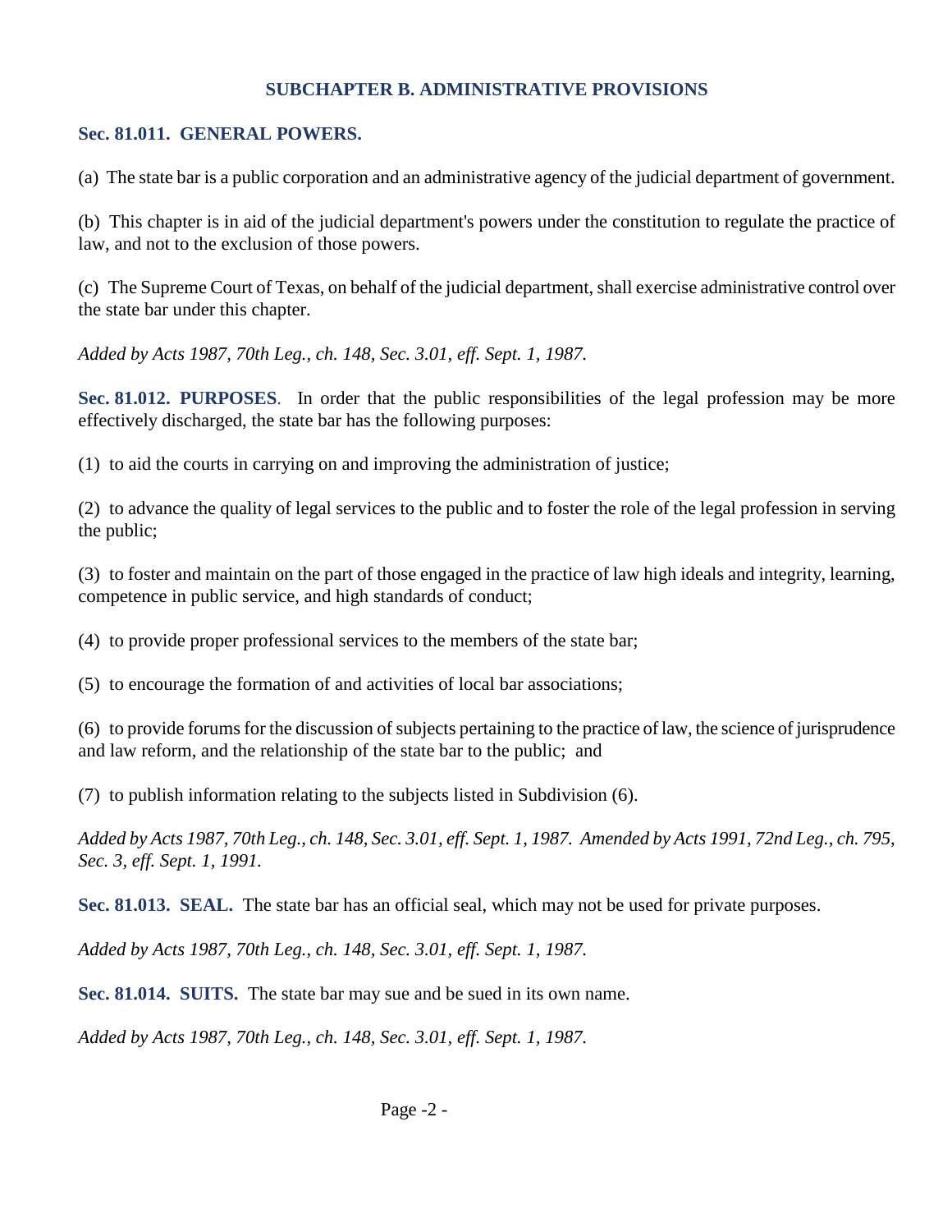## SUBCHAPTER B. ADMINISTRATIVE PROVISIONS

**Sec. 81.011. GENERAL POWERS.**

(a) The state bar is a public corporation and an administrative agency of the judicial department of government.

(b) This chapter is in aid of the judicial department's powers under the constitution to regulate the practice of law, and not to the exclusion of those powers.

(c) The Supreme Court of Texas, on behalf of the judicial department, shall exercise administrative control over the state bar under this chapter.

*Added by Acts 1987, 70th Leg., ch. 148, Sec. 3.01, eff. Sept. 1, 1987.*

**Sec. 81.012. PURPOSES**. In order that the public responsibilities of the legal profession may be more effectively discharged, the state bar has the following purposes:

(1) to aid the courts in carrying on and improving the administration of justice;

(2) to advance the quality of legal services to the public and to foster the role of the legal profession in serving the public;

(3) to foster and maintain on the part of those engaged in the practice of law high ideals and integrity, learning, competence in public service, and high standards of conduct;

(4) to provide proper professional services to the members of the state bar;

(5) to encourage the formation of and activities of local bar associations;

(6) to provide forums for the discussion of subjects pertaining to the practice of law, the science of jurisprudence and law reform, and the relationship of the state bar to the public; and

(7) to publish information relating to the subjects listed in Subdivision (6).

*Added by Acts 1987, 70th Leg., ch. 148, Sec. 3.01, eff. Sept. 1, 1987. Amended by Acts 1991, 72nd Leg., ch. 795, Sec. 3, eff. Sept. 1, 1991.*

**Sec. 81.013. SEAL.** The state bar has an official seal, which may not be used for private purposes.

*Added by Acts 1987, 70th Leg., ch. 148, Sec. 3.01, eff. Sept. 1, 1987.*

**Sec. 81.014. SUITS.** The state bar may sue and be sued in its own name.

*Added by Acts 1987, 70th Leg., ch. 148, Sec. 3.01, eff. Sept. 1, 1987.*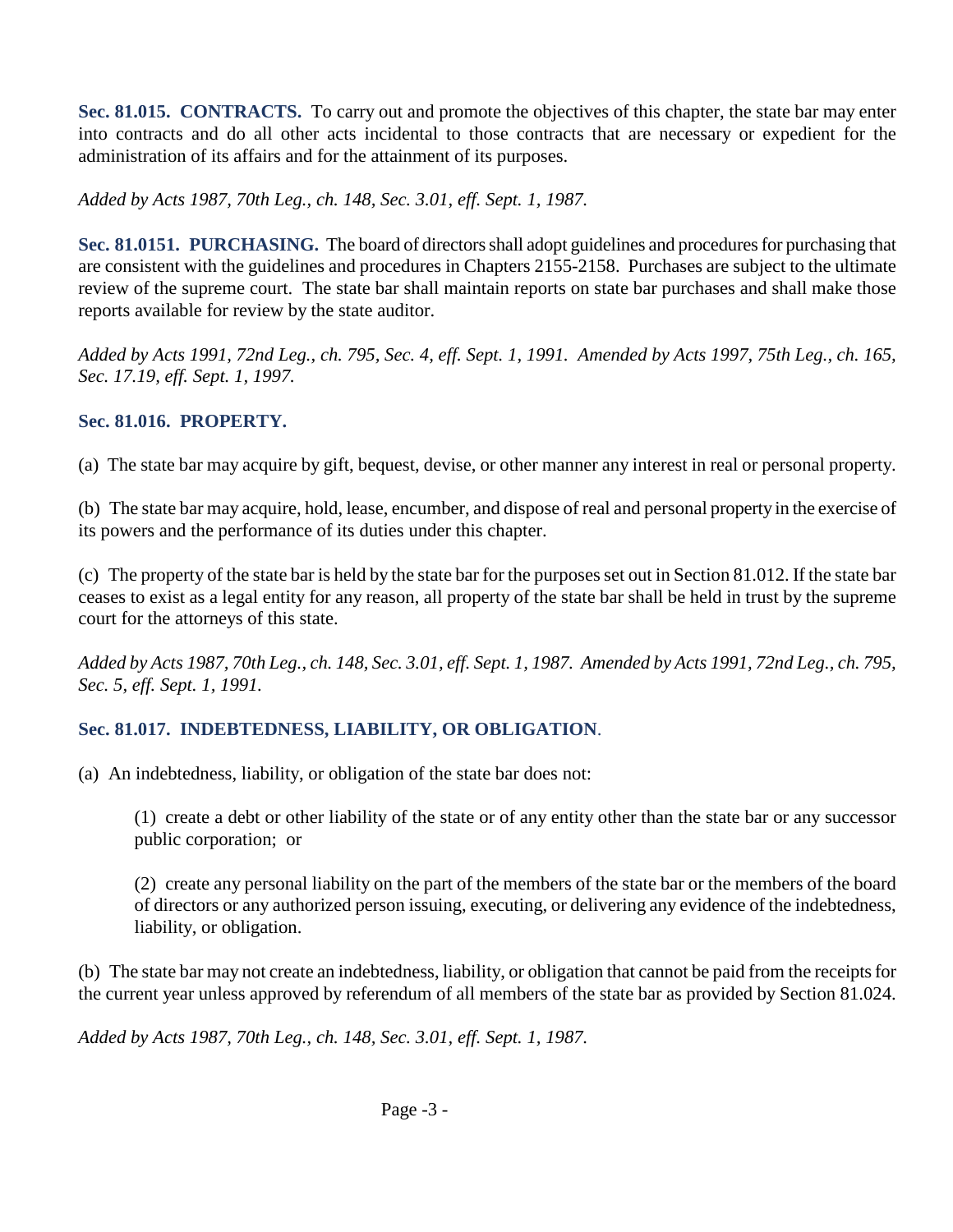**Sec. 81.015. CONTRACTS.** To carry out and promote the objectives of this chapter, the state bar may enter into contracts and do all other acts incidental to those contracts that are necessary or expedient for the administration of its affairs and for the attainment of its purposes.

*Added by Acts 1987, 70th Leg., ch. 148, Sec. 3.01, eff. Sept. 1, 1987.*

**Sec. 81.0151. PURCHASING.** The board of directors shall adopt guidelines and procedures for purchasing that are consistent with the guidelines and procedures in Chapters 2155-2158. Purchases are subject to the ultimate review of the supreme court. The state bar shall maintain reports on state bar purchases and shall make those reports available for review by the state auditor.

*Added by Acts 1991, 72nd Leg., ch. 795, Sec. 4, eff. Sept. 1, 1991. Amended by Acts 1997, 75th Leg., ch. 165, Sec. 17.19, eff. Sept. 1, 1997.*

**Sec. 81.016. PROPERTY.**

(a) The state bar may acquire by gift, bequest, devise, or other manner any interest in real or personal property.

(b) The state bar may acquire, hold, lease, encumber, and dispose of real and personal property in the exercise of its powers and the performance of its duties under this chapter.

(c) The property of the state bar is held by the state bar for the purposes set out in Section 81.012. If the state bar ceases to exist as a legal entity for any reason, all property of the state bar shall be held in trust by the supreme court for the attorneys of this state.

*Added by Acts 1987, 70th Leg., ch. 148, Sec. 3.01, eff. Sept. 1, 1987. Amended by Acts 1991, 72nd Leg., ch. 795, Sec. 5, eff. Sept. 1, 1991.*

**Sec. 81.017. INDEBTEDNESS, LIABILITY, OR OBLIGATION.**

(a) An indebtedness, liability, or obligation of the state bar does not:

> (1) create a debt or other liability of the state or of any entity other than the state bar or any successor public corporation; or
>
> (2) create any personal liability on the part of the members of the state bar or the members of the board of directors or any authorized person issuing, executing, or delivering any evidence of the indebtedness, liability, or obligation.

(b) The state bar may not create an indebtedness, liability, or obligation that cannot be paid from the receipts for the current year unless approved by referendum of all members of the state bar as provided by Section 81.024.

*Added by Acts 1987, 70th Leg., ch. 148, Sec. 3.01, eff. Sept. 1, 1987.*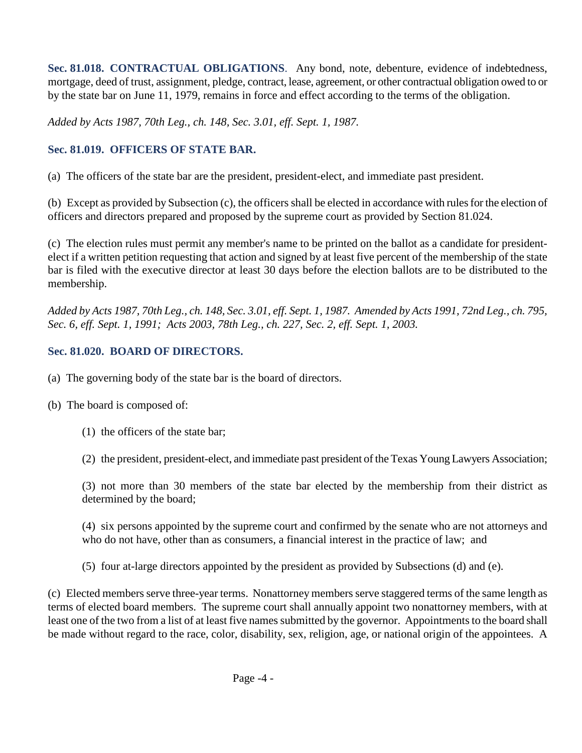**Sec. 81.018. CONTRACTUAL OBLIGATIONS**. Any bond, note, debenture, evidence of indebtedness, mortgage, deed of trust, assignment, pledge, contract, lease, agreement, or other contractual obligation owed to or by the state bar on June 11, 1979, remains in force and effect according to the terms of the obligation.

*Added by Acts 1987, 70th Leg., ch. 148, Sec. 3.01, eff. Sept. 1, 1987.*

**Sec. 81.019. OFFICERS OF STATE BAR.**

(a) The officers of the state bar are the president, president-elect, and immediate past president.

(b) Except as provided by Subsection (c), the officers shall be elected in accordance with rules for the election of officers and directors prepared and proposed by the supreme court as provided by Section 81.024.

(c) The election rules must permit any member's name to be printed on the ballot as a candidate for president-elect if a written petition requesting that action and signed by at least five percent of the membership of the state bar is filed with the executive director at least 30 days before the election ballots are to be distributed to the membership.

*Added by Acts 1987, 70th Leg., ch. 148, Sec. 3.01, eff. Sept. 1, 1987. Amended by Acts 1991, 72nd Leg., ch. 795, Sec. 6, eff. Sept. 1, 1991; Acts 2003, 78th Leg., ch. 227, Sec. 2, eff. Sept. 1, 2003.*

**Sec. 81.020. BOARD OF DIRECTORS.**

(a) The governing body of the state bar is the board of directors.

(b) The board is composed of:

(1) the officers of the state bar;

(2) the president, president-elect, and immediate past president of the Texas Young Lawyers Association;

(3) not more than 30 members of the state bar elected by the membership from their district as determined by the board;

(4) six persons appointed by the supreme court and confirmed by the senate who are not attorneys and who do not have, other than as consumers, a financial interest in the practice of law; and

(5) four at-large directors appointed by the president as provided by Subsections (d) and (e).

(c) Elected members serve three-year terms. Nonattorney members serve staggered terms of the same length as terms of elected board members. The supreme court shall annually appoint two nonattorney members, with at least one of the two from a list of at least five names submitted by the governor. Appointments to the board shall be made without regard to the race, color, disability, sex, religion, age, or national origin of the appointees. A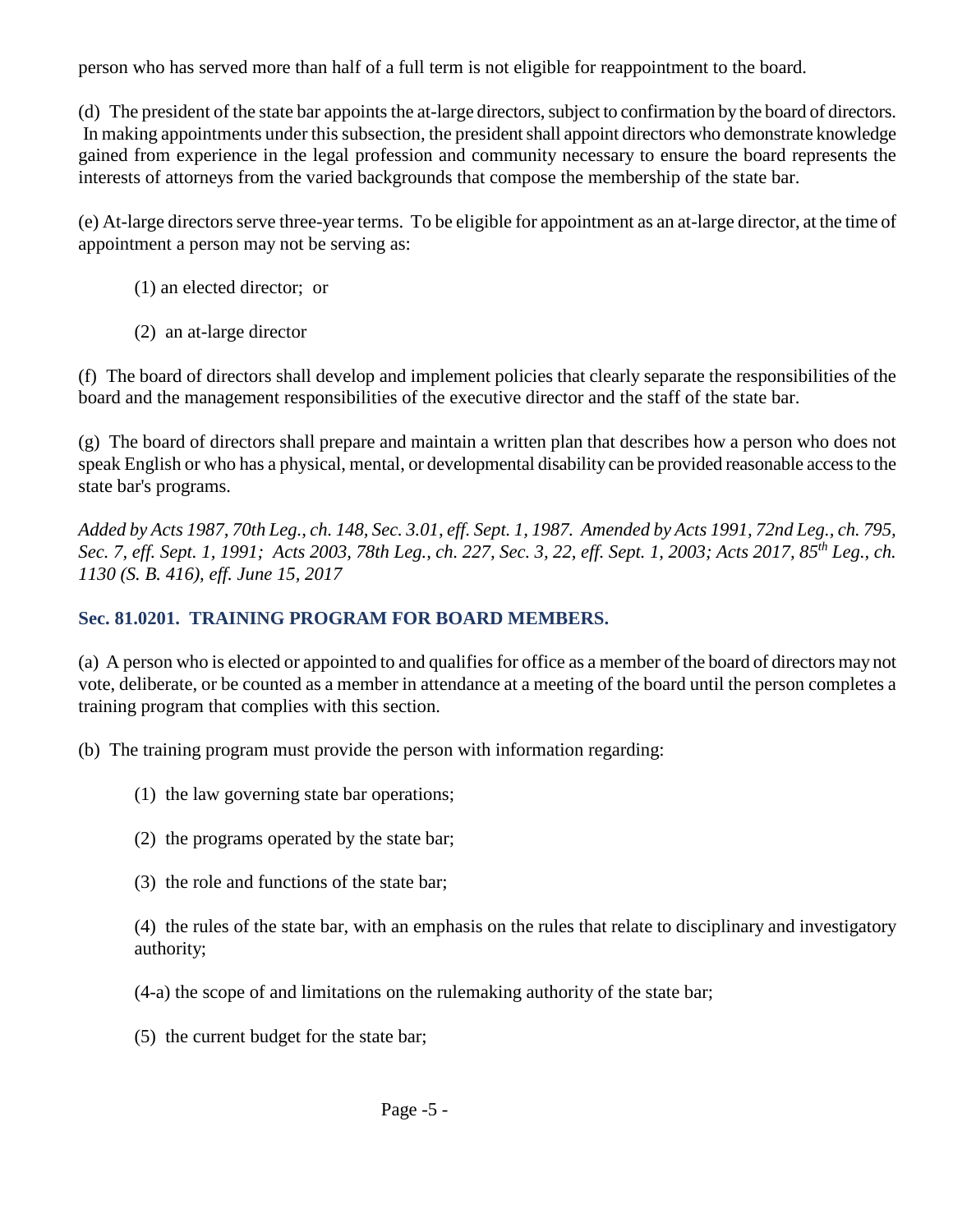person who has served more than half of a full term is not eligible for reappointment to the board.

(d) The president of the state bar appoints the at-large directors, subject to confirmation by the board of directors. In making appointments under this subsection, the president shall appoint directors who demonstrate knowledge gained from experience in the legal profession and community necessary to ensure the board represents the interests of attorneys from the varied backgrounds that compose the membership of the state bar.

(e) At-large directors serve three-year terms. To be eligible for appointment as an at-large director, at the time of appointment a person may not be serving as:

(1) an elected director; or

(2) an at-large director

(f) The board of directors shall develop and implement policies that clearly separate the responsibilities of the board and the management responsibilities of the executive director and the staff of the state bar.

(g) The board of directors shall prepare and maintain a written plan that describes how a person who does not speak English or who has a physical, mental, or developmental disability can be provided reasonable access to the state bar's programs.

*Added by Acts 1987, 70th Leg., ch. 148, Sec. 3.01, eff. Sept. 1, 1987. Amended by Acts 1991, 72nd Leg., ch. 795, Sec. 7, eff. Sept. 1, 1991; Acts 2003, 78th Leg., ch. 227, Sec. 3, 22, eff. Sept. 1, 2003; Acts 2017, 85th Leg., ch. 1130 (S. B. 416), eff. June 15, 2017*

### Sec. 81.0201. TRAINING PROGRAM FOR BOARD MEMBERS.

(a) A person who is elected or appointed to and qualifies for office as a member of the board of directors may not vote, deliberate, or be counted as a member in attendance at a meeting of the board until the person completes a training program that complies with this section.

(b) The training program must provide the person with information regarding:

(1) the law governing state bar operations;

(2) the programs operated by the state bar;

(3) the role and functions of the state bar;

(4) the rules of the state bar, with an emphasis on the rules that relate to disciplinary and investigatory authority;

(4-a) the scope of and limitations on the rulemaking authority of the state bar;

(5) the current budget for the state bar;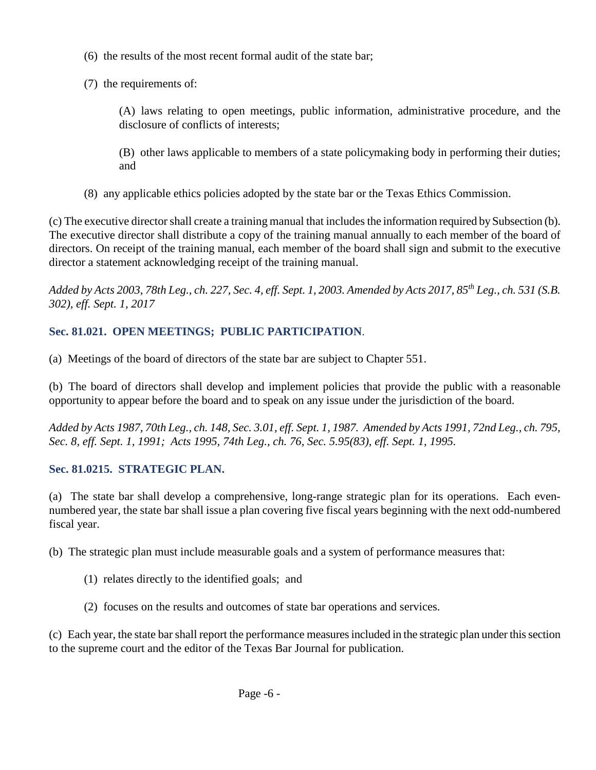(6) the results of the most recent formal audit of the state bar;

(7) the requirements of:

(A) laws relating to open meetings, public information, administrative procedure, and the disclosure of conflicts of interests;

(B) other laws applicable to members of a state policymaking body in performing their duties; and

(8) any applicable ethics policies adopted by the state bar or the Texas Ethics Commission.

(c) The executive director shall create a training manual that includes the information required by Subsection (b). The executive director shall distribute a copy of the training manual annually to each member of the board of directors. On receipt of the training manual, each member of the board shall sign and submit to the executive director a statement acknowledging receipt of the training manual.

*Added by Acts 2003, 78th Leg., ch. 227, Sec. 4, eff. Sept. 1, 2003. Amended by Acts 2017, 85th Leg., ch. 531 (S.B. 302), eff. Sept. 1, 2017*

### Sec. 81.021. OPEN MEETINGS; PUBLIC PARTICIPATION.

(a) Meetings of the board of directors of the state bar are subject to Chapter 551.

(b) The board of directors shall develop and implement policies that provide the public with a reasonable opportunity to appear before the board and to speak on any issue under the jurisdiction of the board.

*Added by Acts 1987, 70th Leg., ch. 148, Sec. 3.01, eff. Sept. 1, 1987. Amended by Acts 1991, 72nd Leg., ch. 795, Sec. 8, eff. Sept. 1, 1991; Acts 1995, 74th Leg., ch. 76, Sec. 5.95(83), eff. Sept. 1, 1995.*

### Sec. 81.0215. STRATEGIC PLAN.

(a) The state bar shall develop a comprehensive, long-range strategic plan for its operations. Each even-numbered year, the state bar shall issue a plan covering five fiscal years beginning with the next odd-numbered fiscal year.

(b) The strategic plan must include measurable goals and a system of performance measures that:

(1) relates directly to the identified goals; and

(2) focuses on the results and outcomes of state bar operations and services.

(c) Each year, the state bar shall report the performance measures included in the strategic plan under this section to the supreme court and the editor of the Texas Bar Journal for publication.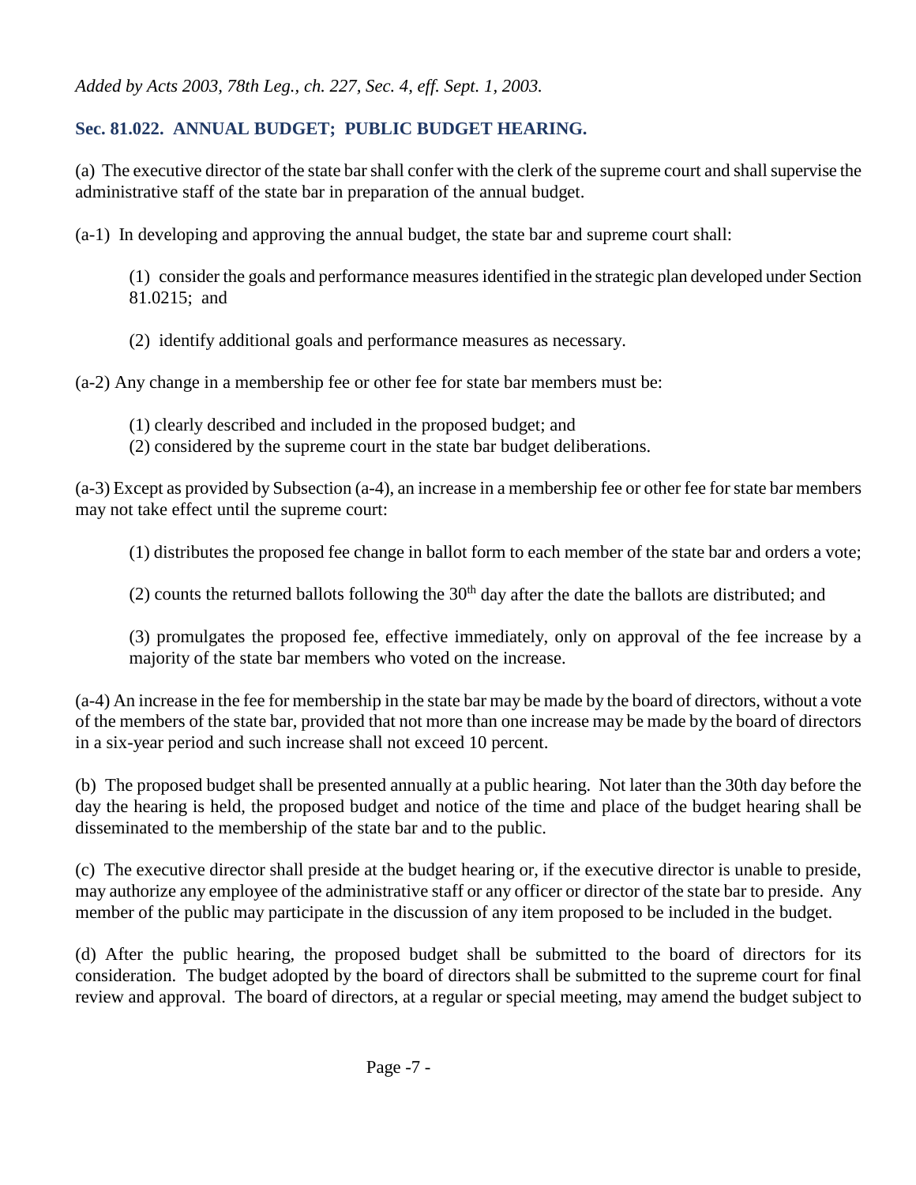*Added by Acts 2003, 78th Leg., ch. 227, Sec. 4, eff. Sept. 1, 2003.*

### Sec. 81.022. ANNUAL BUDGET; PUBLIC BUDGET HEARING.

(a) The executive director of the state bar shall confer with the clerk of the supreme court and shall supervise the administrative staff of the state bar in preparation of the annual budget.

(a-1) In developing and approving the annual budget, the state bar and supreme court shall:

(1) consider the goals and performance measures identified in the strategic plan developed under Section 81.0215; and

(2) identify additional goals and performance measures as necessary.

(a-2) Any change in a membership fee or other fee for state bar members must be:

(1) clearly described and included in the proposed budget; and
(2) considered by the supreme court in the state bar budget deliberations.

(a-3) Except as provided by Subsection (a-4), an increase in a membership fee or other fee for state bar members may not take effect until the supreme court:

(1) distributes the proposed fee change in ballot form to each member of the state bar and orders a vote;

(2) counts the returned ballots following the 30th day after the date the ballots are distributed; and

(3) promulgates the proposed fee, effective immediately, only on approval of the fee increase by a majority of the state bar members who voted on the increase.

(a-4) An increase in the fee for membership in the state bar may be made by the board of directors, without a vote of the members of the state bar, provided that not more than one increase may be made by the board of directors in a six-year period and such increase shall not exceed 10 percent.

(b) The proposed budget shall be presented annually at a public hearing. Not later than the 30th day before the day the hearing is held, the proposed budget and notice of the time and place of the budget hearing shall be disseminated to the membership of the state bar and to the public.

(c) The executive director shall preside at the budget hearing or, if the executive director is unable to preside, may authorize any employee of the administrative staff or any officer or director of the state bar to preside. Any member of the public may participate in the discussion of any item proposed to be included in the budget.

(d) After the public hearing, the proposed budget shall be submitted to the board of directors for its consideration. The budget adopted by the board of directors shall be submitted to the supreme court for final review and approval. The board of directors, at a regular or special meeting, may amend the budget subject to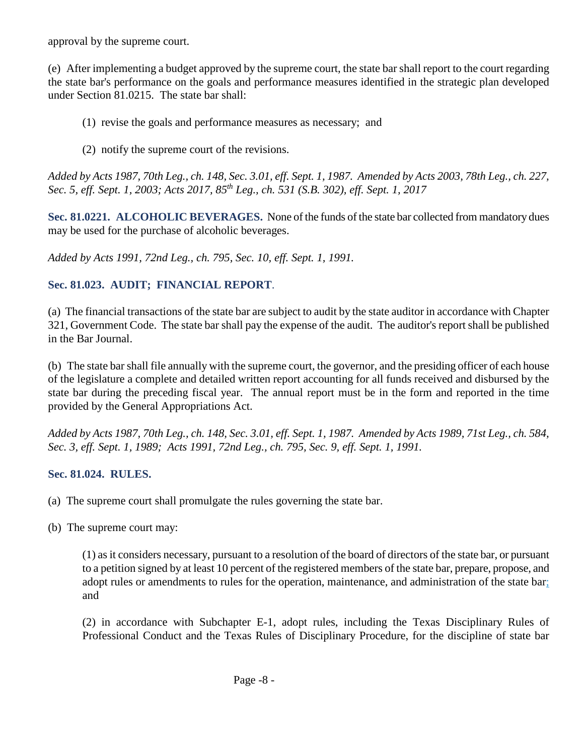approval by the supreme court.

(e) After implementing a budget approved by the supreme court, the state bar shall report to the court regarding the state bar's performance on the goals and performance measures identified in the strategic plan developed under Section 81.0215. The state bar shall:

(1) revise the goals and performance measures as necessary; and

(2) notify the supreme court of the revisions.

*Added by Acts 1987, 70th Leg., ch. 148, Sec. 3.01, eff. Sept. 1, 1987. Amended by Acts 2003, 78th Leg., ch. 227, Sec. 5, eff. Sept. 1, 2003; Acts 2017, 85th Leg., ch. 531 (S.B. 302), eff. Sept. 1, 2017*

**Sec. 81.0221. ALCOHOLIC BEVERAGES.** None of the funds of the state bar collected from mandatory dues may be used for the purchase of alcoholic beverages.

*Added by Acts 1991, 72nd Leg., ch. 795, Sec. 10, eff. Sept. 1, 1991.*

**Sec. 81.023. AUDIT; FINANCIAL REPORT.**

(a) The financial transactions of the state bar are subject to audit by the state auditor in accordance with Chapter 321, Government Code. The state bar shall pay the expense of the audit. The auditor's report shall be published in the Bar Journal.

(b) The state bar shall file annually with the supreme court, the governor, and the presiding officer of each house of the legislature a complete and detailed written report accounting for all funds received and disbursed by the state bar during the preceding fiscal year. The annual report must be in the form and reported in the time provided by the General Appropriations Act.

*Added by Acts 1987, 70th Leg., ch. 148, Sec. 3.01, eff. Sept. 1, 1987. Amended by Acts 1989, 71st Leg., ch. 584, Sec. 3, eff. Sept. 1, 1989; Acts 1991, 72nd Leg., ch. 795, Sec. 9, eff. Sept. 1, 1991.*

**Sec. 81.024. RULES.**

(a) The supreme court shall promulgate the rules governing the state bar.

(b) The supreme court may:

(1) as it considers necessary, pursuant to a resolution of the board of directors of the state bar, or pursuant to a petition signed by at least 10 percent of the registered members of the state bar, prepare, propose, and adopt rules or amendments to rules for the operation, maintenance, and administration of the state bar; and

(2) in accordance with Subchapter E-1, adopt rules, including the Texas Disciplinary Rules of Professional Conduct and the Texas Rules of Disciplinary Procedure, for the discipline of state bar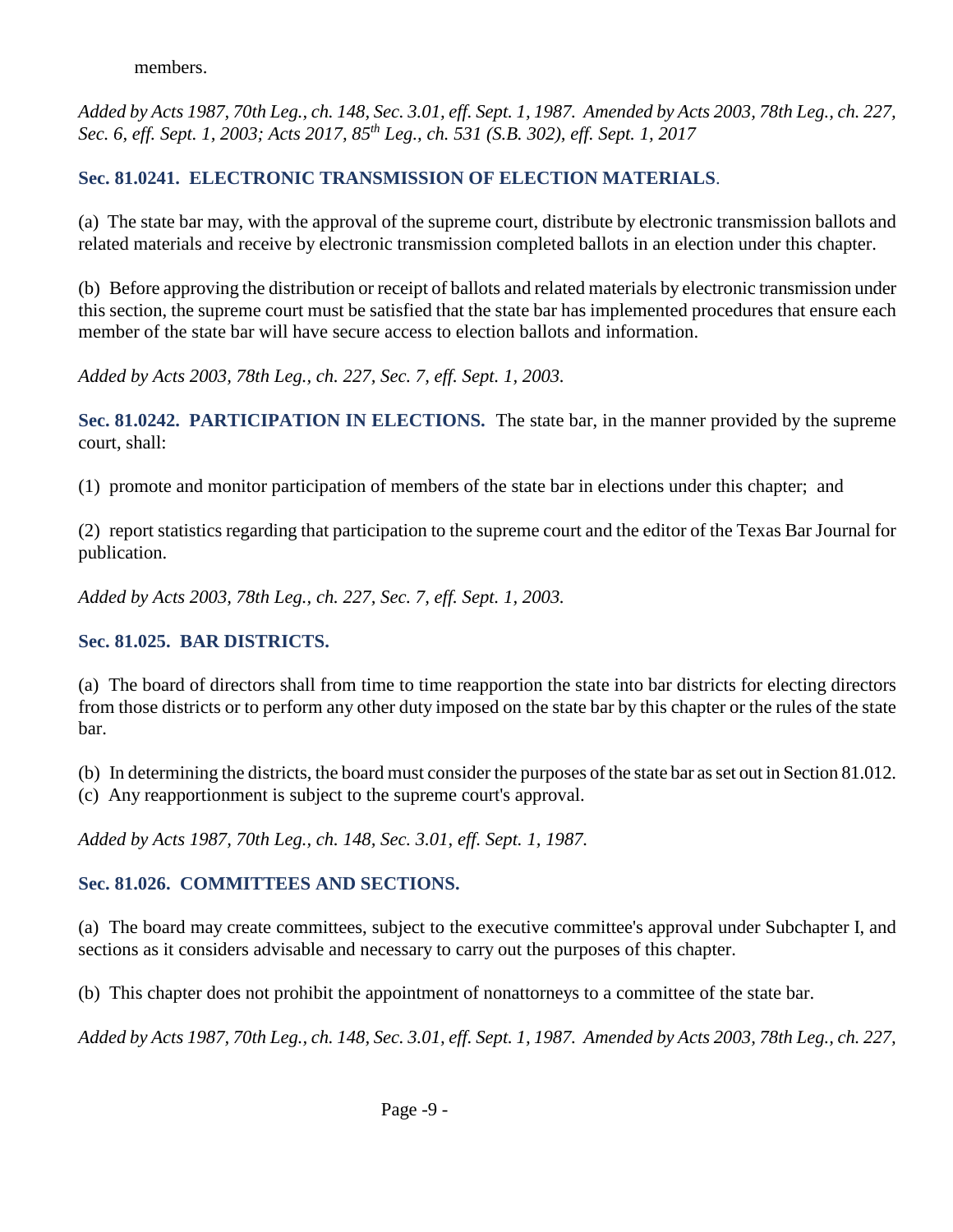members.

*Added by Acts 1987, 70th Leg., ch. 148, Sec. 3.01, eff. Sept. 1, 1987. Amended by Acts 2003, 78th Leg., ch. 227, Sec. 6, eff. Sept. 1, 2003; Acts 2017, 85th Leg., ch. 531 (S.B. 302), eff. Sept. 1, 2017*

**Sec. 81.0241. ELECTRONIC TRANSMISSION OF ELECTION MATERIALS**.

(a) The state bar may, with the approval of the supreme court, distribute by electronic transmission ballots and related materials and receive by electronic transmission completed ballots in an election under this chapter.

(b) Before approving the distribution or receipt of ballots and related materials by electronic transmission under this section, the supreme court must be satisfied that the state bar has implemented procedures that ensure each member of the state bar will have secure access to election ballots and information.

*Added by Acts 2003, 78th Leg., ch. 227, Sec. 7, eff. Sept. 1, 2003.*

**Sec. 81.0242. PARTICIPATION IN ELECTIONS.** The state bar, in the manner provided by the supreme court, shall:

(1) promote and monitor participation of members of the state bar in elections under this chapter; and

(2) report statistics regarding that participation to the supreme court and the editor of the Texas Bar Journal for publication.

*Added by Acts 2003, 78th Leg., ch. 227, Sec. 7, eff. Sept. 1, 2003.*

**Sec. 81.025. BAR DISTRICTS.**

(a) The board of directors shall from time to time reapportion the state into bar districts for electing directors from those districts or to perform any other duty imposed on the state bar by this chapter or the rules of the state bar.

(b) In determining the districts, the board must consider the purposes of the state bar as set out in Section 81.012.

(c) Any reapportionment is subject to the supreme court's approval.

*Added by Acts 1987, 70th Leg., ch. 148, Sec. 3.01, eff. Sept. 1, 1987.*

**Sec. 81.026. COMMITTEES AND SECTIONS.**

(a) The board may create committees, subject to the executive committee's approval under Subchapter I, and sections as it considers advisable and necessary to carry out the purposes of this chapter.

(b) This chapter does not prohibit the appointment of nonattorneys to a committee of the state bar.

*Added by Acts 1987, 70th Leg., ch. 148, Sec. 3.01, eff. Sept. 1, 1987. Amended by Acts 2003, 78th Leg., ch. 227,*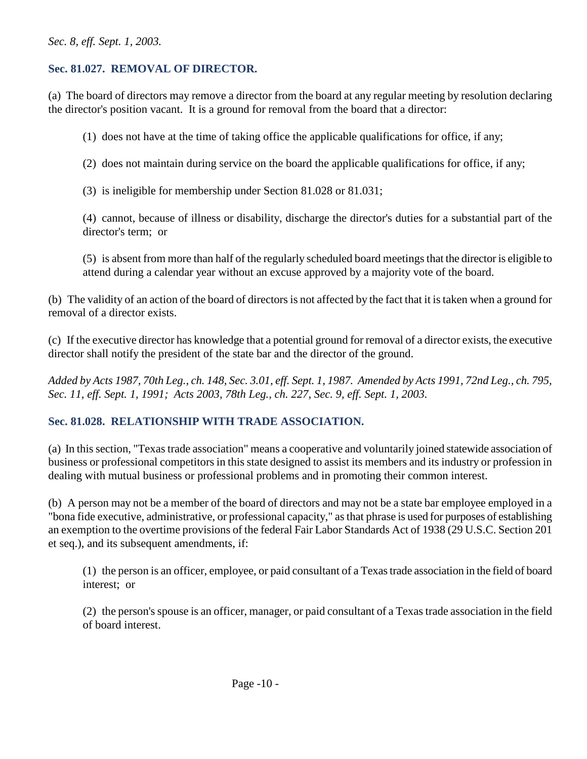*Sec. 8, eff. Sept. 1, 2003.*

### Sec. 81.027. REMOVAL OF DIRECTOR.

(a) The board of directors may remove a director from the board at any regular meeting by resolution declaring the director's position vacant. It is a ground for removal from the board that a director:

(1) does not have at the time of taking office the applicable qualifications for office, if any;

(2) does not maintain during service on the board the applicable qualifications for office, if any;

(3) is ineligible for membership under Section 81.028 or 81.031;

(4) cannot, because of illness or disability, discharge the director's duties for a substantial part of the director's term; or

(5) is absent from more than half of the regularly scheduled board meetings that the director is eligible to attend during a calendar year without an excuse approved by a majority vote of the board.

(b) The validity of an action of the board of directors is not affected by the fact that it is taken when a ground for removal of a director exists.

(c) If the executive director has knowledge that a potential ground for removal of a director exists, the executive director shall notify the president of the state bar and the director of the ground.

*Added by Acts 1987, 70th Leg., ch. 148, Sec. 3.01, eff. Sept. 1, 1987. Amended by Acts 1991, 72nd Leg., ch. 795, Sec. 11, eff. Sept. 1, 1991; Acts 2003, 78th Leg., ch. 227, Sec. 9, eff. Sept. 1, 2003.*

### Sec. 81.028. RELATIONSHIP WITH TRADE ASSOCIATION.

(a) In this section, "Texas trade association" means a cooperative and voluntarily joined statewide association of business or professional competitors in this state designed to assist its members and its industry or profession in dealing with mutual business or professional problems and in promoting their common interest.

(b) A person may not be a member of the board of directors and may not be a state bar employee employed in a "bona fide executive, administrative, or professional capacity," as that phrase is used for purposes of establishing an exemption to the overtime provisions of the federal Fair Labor Standards Act of 1938 (29 U.S.C. Section 201 et seq.), and its subsequent amendments, if:

(1) the person is an officer, employee, or paid consultant of a Texas trade association in the field of board interest; or

(2) the person's spouse is an officer, manager, or paid consultant of a Texas trade association in the field of board interest.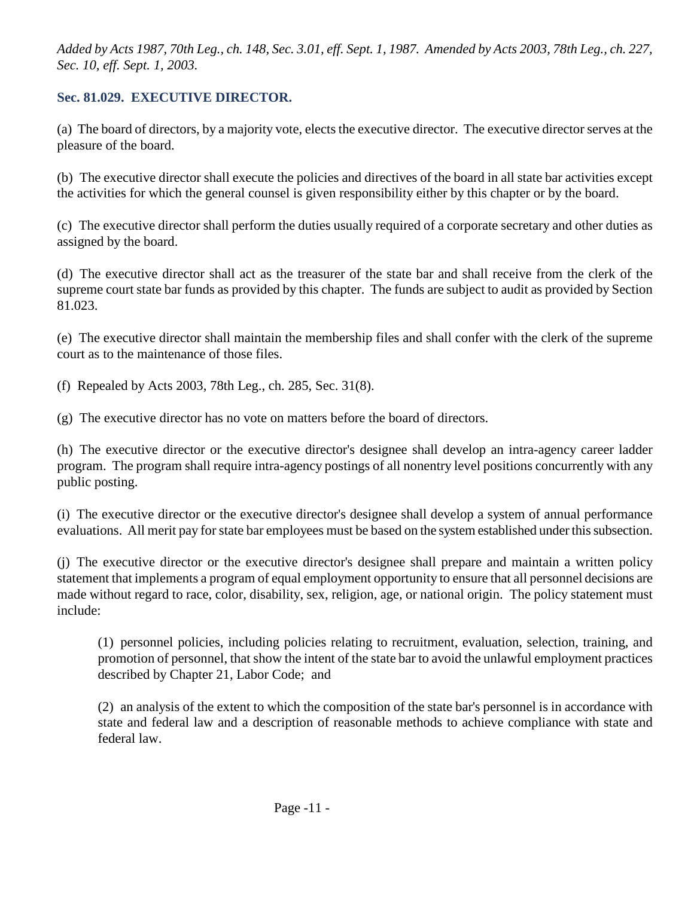*Added by Acts 1987, 70th Leg., ch. 148, Sec. 3.01, eff. Sept. 1, 1987. Amended by Acts 2003, 78th Leg., ch. 227, Sec. 10, eff. Sept. 1, 2003.*

### Sec. 81.029. EXECUTIVE DIRECTOR.

(a) The board of directors, by a majority vote, elects the executive director. The executive director serves at the pleasure of the board.

(b) The executive director shall execute the policies and directives of the board in all state bar activities except the activities for which the general counsel is given responsibility either by this chapter or by the board.

(c) The executive director shall perform the duties usually required of a corporate secretary and other duties as assigned by the board.

(d) The executive director shall act as the treasurer of the state bar and shall receive from the clerk of the supreme court state bar funds as provided by this chapter. The funds are subject to audit as provided by Section 81.023.

(e) The executive director shall maintain the membership files and shall confer with the clerk of the supreme court as to the maintenance of those files.

(f) Repealed by Acts 2003, 78th Leg., ch. 285, Sec. 31(8).

(g) The executive director has no vote on matters before the board of directors.

(h) The executive director or the executive director's designee shall develop an intra-agency career ladder program. The program shall require intra-agency postings of all nonentry level positions concurrently with any public posting.

(i) The executive director or the executive director's designee shall develop a system of annual performance evaluations. All merit pay for state bar employees must be based on the system established under this subsection.

(j) The executive director or the executive director's designee shall prepare and maintain a written policy statement that implements a program of equal employment opportunity to ensure that all personnel decisions are made without regard to race, color, disability, sex, religion, age, or national origin. The policy statement must include:

> (1) personnel policies, including policies relating to recruitment, evaluation, selection, training, and promotion of personnel, that show the intent of the state bar to avoid the unlawful employment practices described by Chapter 21, Labor Code; and
>
> (2) an analysis of the extent to which the composition of the state bar's personnel is in accordance with state and federal law and a description of reasonable methods to achieve compliance with state and federal law.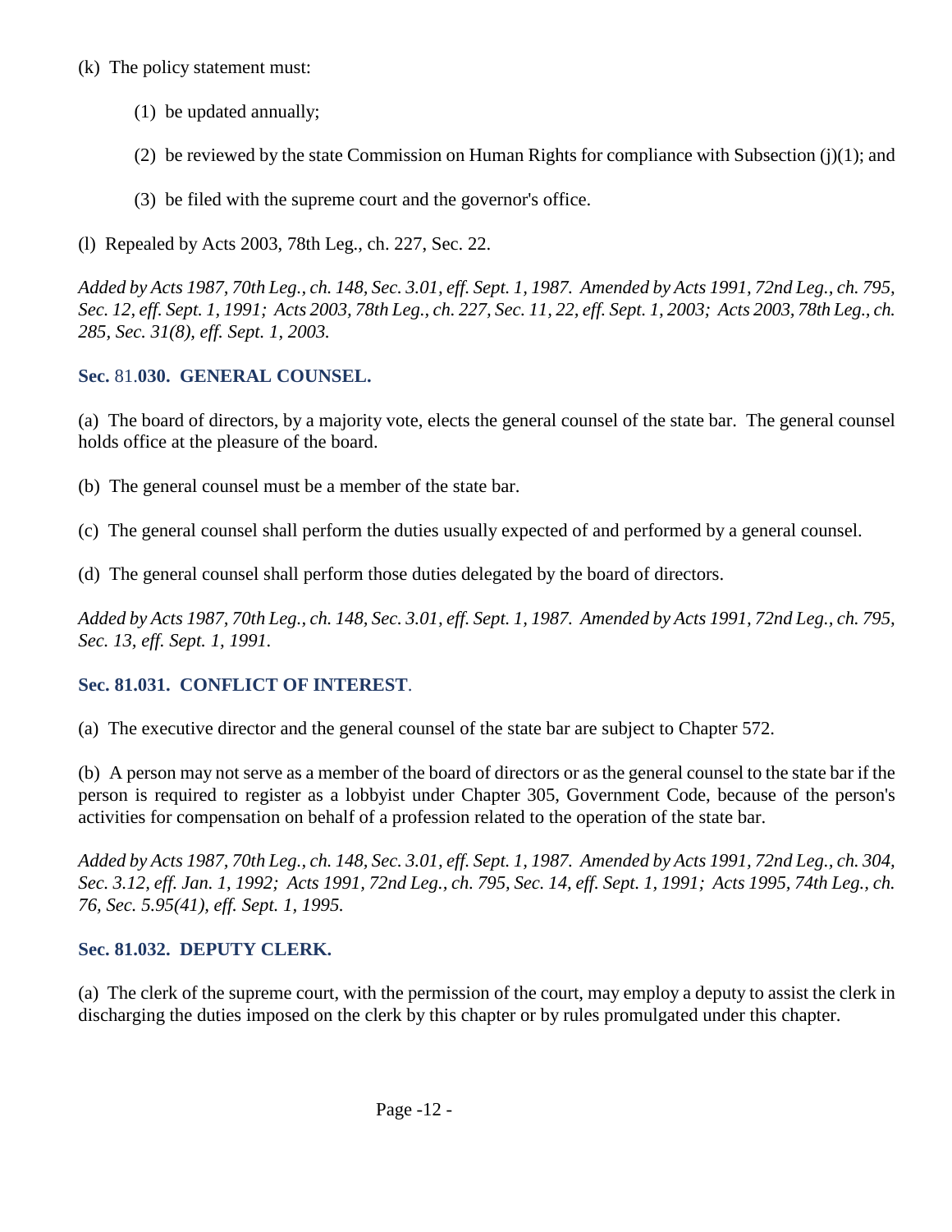(k) The policy statement must:

(1) be updated annually;

(2) be reviewed by the state Commission on Human Rights for compliance with Subsection (j)(1); and

(3) be filed with the supreme court and the governor's office.

(l) Repealed by Acts 2003, 78th Leg., ch. 227, Sec. 22.

*Added by Acts 1987, 70th Leg., ch. 148, Sec. 3.01, eff. Sept. 1, 1987. Amended by Acts 1991, 72nd Leg., ch. 795, Sec. 12, eff. Sept. 1, 1991; Acts 2003, 78th Leg., ch. 227, Sec. 11, 22, eff. Sept. 1, 2003; Acts 2003, 78th Leg., ch. 285, Sec. 31(8), eff. Sept. 1, 2003.*

### Sec. 81.030. GENERAL COUNSEL.

(a) The board of directors, by a majority vote, elects the general counsel of the state bar. The general counsel holds office at the pleasure of the board.

(b) The general counsel must be a member of the state bar.

(c) The general counsel shall perform the duties usually expected of and performed by a general counsel.

(d) The general counsel shall perform those duties delegated by the board of directors.

*Added by Acts 1987, 70th Leg., ch. 148, Sec. 3.01, eff. Sept. 1, 1987. Amended by Acts 1991, 72nd Leg., ch. 795, Sec. 13, eff. Sept. 1, 1991.*

### Sec. 81.031. CONFLICT OF INTEREST.

(a) The executive director and the general counsel of the state bar are subject to Chapter 572.

(b) A person may not serve as a member of the board of directors or as the general counsel to the state bar if the person is required to register as a lobbyist under Chapter 305, Government Code, because of the person's activities for compensation on behalf of a profession related to the operation of the state bar.

*Added by Acts 1987, 70th Leg., ch. 148, Sec. 3.01, eff. Sept. 1, 1987. Amended by Acts 1991, 72nd Leg., ch. 304, Sec. 3.12, eff. Jan. 1, 1992; Acts 1991, 72nd Leg., ch. 795, Sec. 14, eff. Sept. 1, 1991; Acts 1995, 74th Leg., ch. 76, Sec. 5.95(41), eff. Sept. 1, 1995.*

### Sec. 81.032. DEPUTY CLERK.

(a) The clerk of the supreme court, with the permission of the court, may employ a deputy to assist the clerk in discharging the duties imposed on the clerk by this chapter or by rules promulgated under this chapter.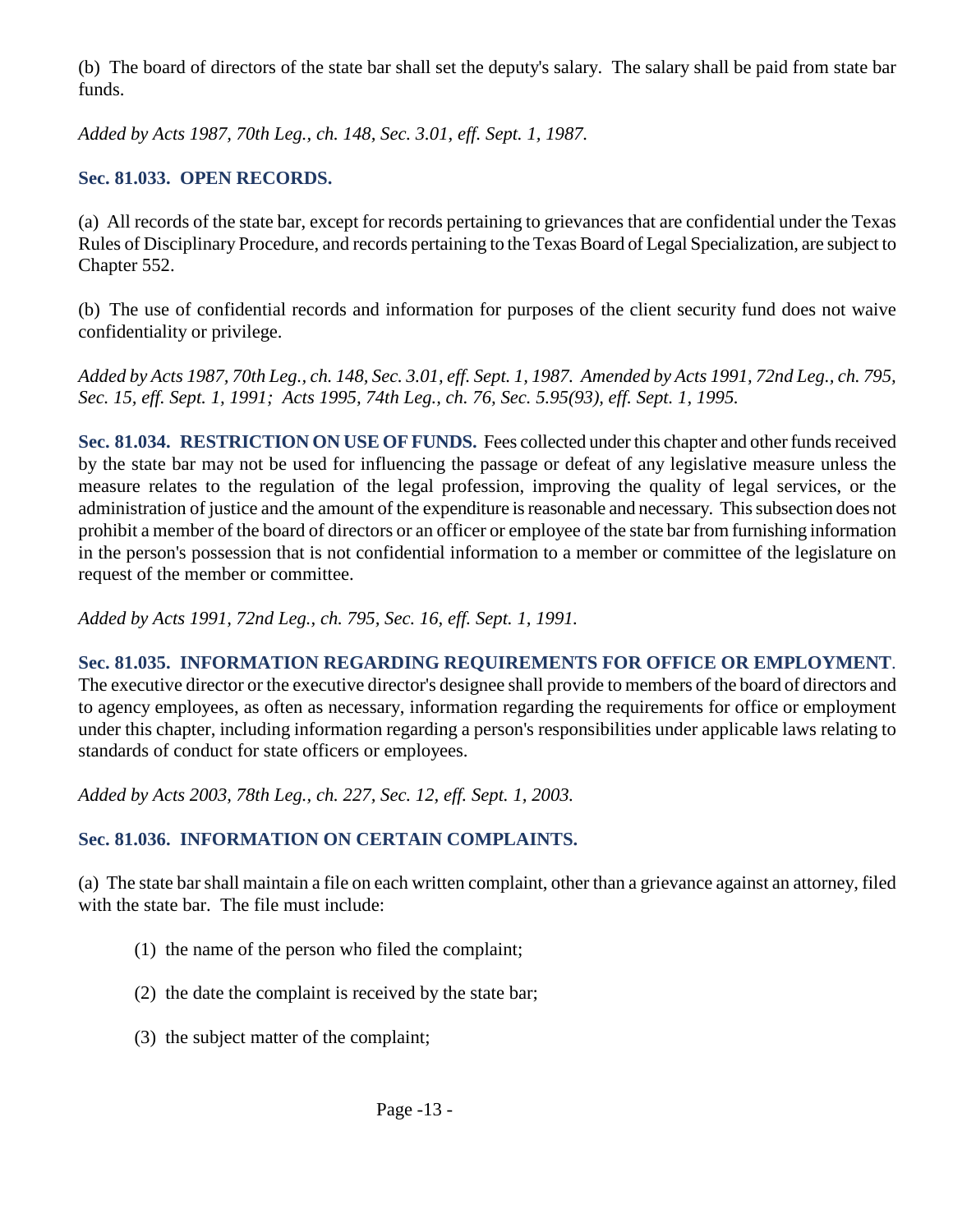(b) The board of directors of the state bar shall set the deputy's salary. The salary shall be paid from state bar funds.

*Added by Acts 1987, 70th Leg., ch. 148, Sec. 3.01, eff. Sept. 1, 1987.*

### Sec. 81.033. OPEN RECORDS.

(a) All records of the state bar, except for records pertaining to grievances that are confidential under the Texas Rules of Disciplinary Procedure, and records pertaining to the Texas Board of Legal Specialization, are subject to Chapter 552.

(b) The use of confidential records and information for purposes of the client security fund does not waive confidentiality or privilege.

*Added by Acts 1987, 70th Leg., ch. 148, Sec. 3.01, eff. Sept. 1, 1987. Amended by Acts 1991, 72nd Leg., ch. 795, Sec. 15, eff. Sept. 1, 1991; Acts 1995, 74th Leg., ch. 76, Sec. 5.95(93), eff. Sept. 1, 1995.*

**Sec. 81.034. RESTRICTION ON USE OF FUNDS.** Fees collected under this chapter and other funds received by the state bar may not be used for influencing the passage or defeat of any legislative measure unless the measure relates to the regulation of the legal profession, improving the quality of legal services, or the administration of justice and the amount of the expenditure is reasonable and necessary. This subsection does not prohibit a member of the board of directors or an officer or employee of the state bar from furnishing information in the person's possession that is not confidential information to a member or committee of the legislature on request of the member or committee.

*Added by Acts 1991, 72nd Leg., ch. 795, Sec. 16, eff. Sept. 1, 1991.*

**Sec. 81.035. INFORMATION REGARDING REQUIREMENTS FOR OFFICE OR EMPLOYMENT**. The executive director or the executive director's designee shall provide to members of the board of directors and to agency employees, as often as necessary, information regarding the requirements for office or employment under this chapter, including information regarding a person's responsibilities under applicable laws relating to standards of conduct for state officers or employees.

*Added by Acts 2003, 78th Leg., ch. 227, Sec. 12, eff. Sept. 1, 2003.*

### Sec. 81.036. INFORMATION ON CERTAIN COMPLAINTS.

(a) The state bar shall maintain a file on each written complaint, other than a grievance against an attorney, filed with the state bar. The file must include:

(1) the name of the person who filed the complaint;

(2) the date the complaint is received by the state bar;

(3) the subject matter of the complaint;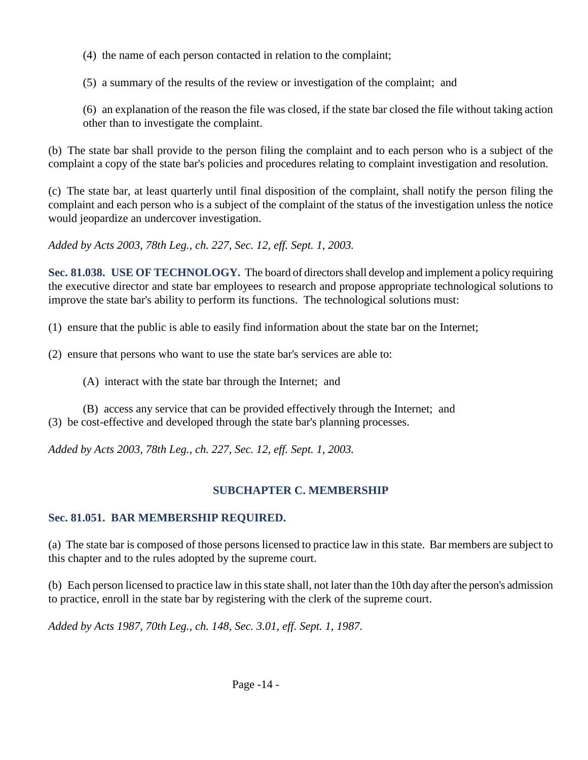(4) the name of each person contacted in relation to the complaint;

(5) a summary of the results of the review or investigation of the complaint; and

(6) an explanation of the reason the file was closed, if the state bar closed the file without taking action other than to investigate the complaint.

(b) The state bar shall provide to the person filing the complaint and to each person who is a subject of the complaint a copy of the state bar's policies and procedures relating to complaint investigation and resolution.

(c) The state bar, at least quarterly until final disposition of the complaint, shall notify the person filing the complaint and each person who is a subject of the complaint of the status of the investigation unless the notice would jeopardize an undercover investigation.

*Added by Acts 2003, 78th Leg., ch. 227, Sec. 12, eff. Sept. 1, 2003.*

**Sec. 81.038. USE OF TECHNOLOGY.** The board of directors shall develop and implement a policy requiring the executive director and state bar employees to research and propose appropriate technological solutions to improve the state bar's ability to perform its functions. The technological solutions must:

(1) ensure that the public is able to easily find information about the state bar on the Internet;

(2) ensure that persons who want to use the state bar's services are able to:

(A) interact with the state bar through the Internet; and

(B) access any service that can be provided effectively through the Internet; and

(3) be cost-effective and developed through the state bar's planning processes.

*Added by Acts 2003, 78th Leg., ch. 227, Sec. 12, eff. Sept. 1, 2003.*

## SUBCHAPTER C. MEMBERSHIP

### Sec. 81.051. BAR MEMBERSHIP REQUIRED.

(a) The state bar is composed of those persons licensed to practice law in this state. Bar members are subject to this chapter and to the rules adopted by the supreme court.

(b) Each person licensed to practice law in this state shall, not later than the 10th day after the person's admission to practice, enroll in the state bar by registering with the clerk of the supreme court.

*Added by Acts 1987, 70th Leg., ch. 148, Sec. 3.01, eff. Sept. 1, 1987.*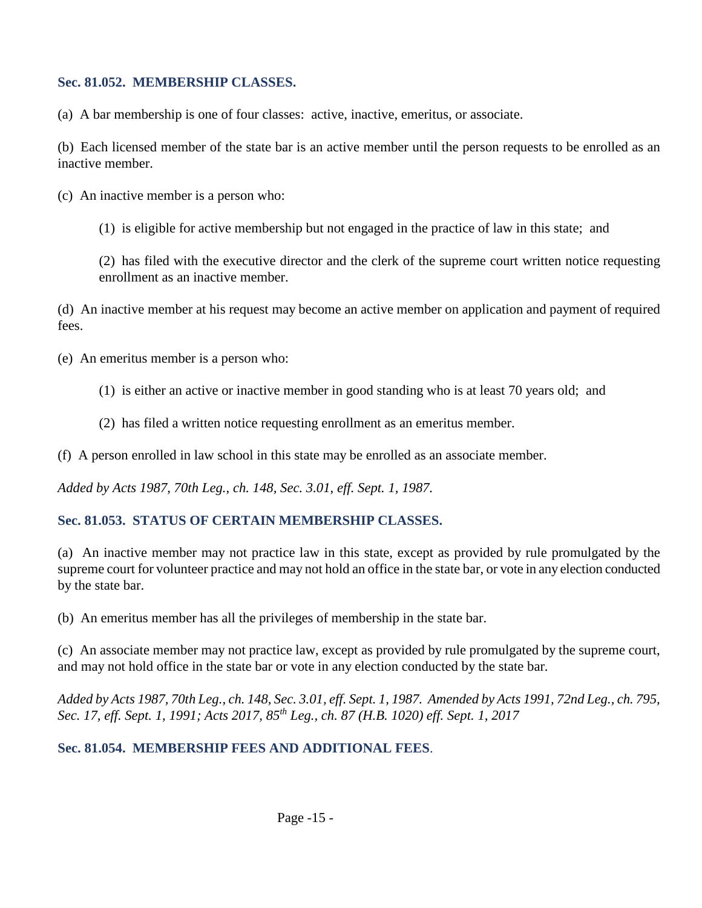### Sec. 81.052. MEMBERSHIP CLASSES.

(a) A bar membership is one of four classes: active, inactive, emeritus, or associate.

(b) Each licensed member of the state bar is an active member until the person requests to be enrolled as an inactive member.

(c) An inactive member is a person who:

> (1) is eligible for active membership but not engaged in the practice of law in this state; and
>
> (2) has filed with the executive director and the clerk of the supreme court written notice requesting enrollment as an inactive member.

(d) An inactive member at his request may become an active member on application and payment of required fees.

(e) An emeritus member is a person who:

> (1) is either an active or inactive member in good standing who is at least 70 years old; and
>
> (2) has filed a written notice requesting enrollment as an emeritus member.

(f) A person enrolled in law school in this state may be enrolled as an associate member.

*Added by Acts 1987, 70th Leg., ch. 148, Sec. 3.01, eff. Sept. 1, 1987.*

### Sec. 81.053. STATUS OF CERTAIN MEMBERSHIP CLASSES.

(a) An inactive member may not practice law in this state, except as provided by rule promulgated by the supreme court for volunteer practice and may not hold an office in the state bar, or vote in any election conducted by the state bar.

(b) An emeritus member has all the privileges of membership in the state bar.

(c) An associate member may not practice law, except as provided by rule promulgated by the supreme court, and may not hold office in the state bar or vote in any election conducted by the state bar.

*Added by Acts 1987, 70th Leg., ch. 148, Sec. 3.01, eff. Sept. 1, 1987. Amended by Acts 1991, 72nd Leg., ch. 795, Sec. 17, eff. Sept. 1, 1991; Acts 2017, 85th Leg., ch. 87 (H.B. 1020) eff. Sept. 1, 2017*

### Sec. 81.054. MEMBERSHIP FEES AND ADDITIONAL FEES.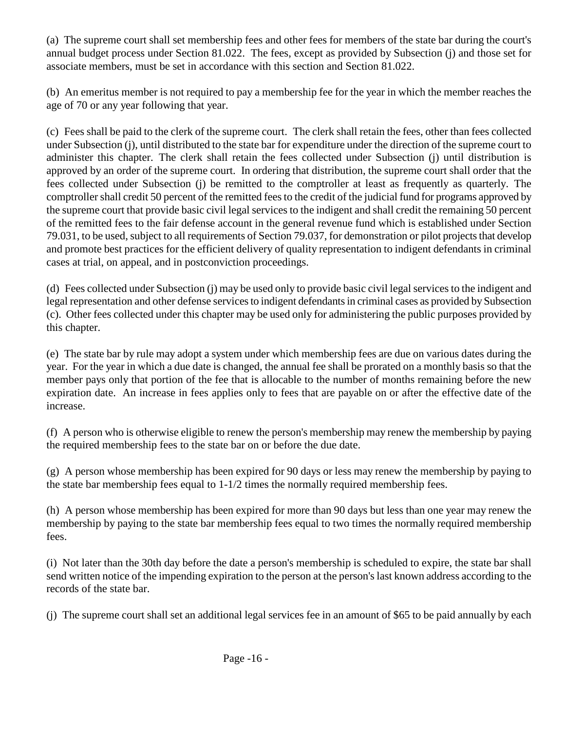(a) The supreme court shall set membership fees and other fees for members of the state bar during the court's annual budget process under Section 81.022. The fees, except as provided by Subsection (j) and those set for associate members, must be set in accordance with this section and Section 81.022.

(b) An emeritus member is not required to pay a membership fee for the year in which the member reaches the age of 70 or any year following that year.

(c) Fees shall be paid to the clerk of the supreme court. The clerk shall retain the fees, other than fees collected under Subsection (j), until distributed to the state bar for expenditure under the direction of the supreme court to administer this chapter. The clerk shall retain the fees collected under Subsection (j) until distribution is approved by an order of the supreme court. In ordering that distribution, the supreme court shall order that the fees collected under Subsection (j) be remitted to the comptroller at least as frequently as quarterly. The comptroller shall credit 50 percent of the remitted fees to the credit of the judicial fund for programs approved by the supreme court that provide basic civil legal services to the indigent and shall credit the remaining 50 percent of the remitted fees to the fair defense account in the general revenue fund which is established under Section 79.031, to be used, subject to all requirements of Section 79.037, for demonstration or pilot projects that develop and promote best practices for the efficient delivery of quality representation to indigent defendants in criminal cases at trial, on appeal, and in postconviction proceedings.

(d) Fees collected under Subsection (j) may be used only to provide basic civil legal services to the indigent and legal representation and other defense services to indigent defendants in criminal cases as provided by Subsection (c). Other fees collected under this chapter may be used only for administering the public purposes provided by this chapter.

(e) The state bar by rule may adopt a system under which membership fees are due on various dates during the year. For the year in which a due date is changed, the annual fee shall be prorated on a monthly basis so that the member pays only that portion of the fee that is allocable to the number of months remaining before the new expiration date. An increase in fees applies only to fees that are payable on or after the effective date of the increase.

(f) A person who is otherwise eligible to renew the person's membership may renew the membership by paying the required membership fees to the state bar on or before the due date.

(g) A person whose membership has been expired for 90 days or less may renew the membership by paying to the state bar membership fees equal to 1-1/2 times the normally required membership fees.

(h) A person whose membership has been expired for more than 90 days but less than one year may renew the membership by paying to the state bar membership fees equal to two times the normally required membership fees.

(i) Not later than the 30th day before the date a person's membership is scheduled to expire, the state bar shall send written notice of the impending expiration to the person at the person's last known address according to the records of the state bar.

(j) The supreme court shall set an additional legal services fee in an amount of $65 to be paid annually by each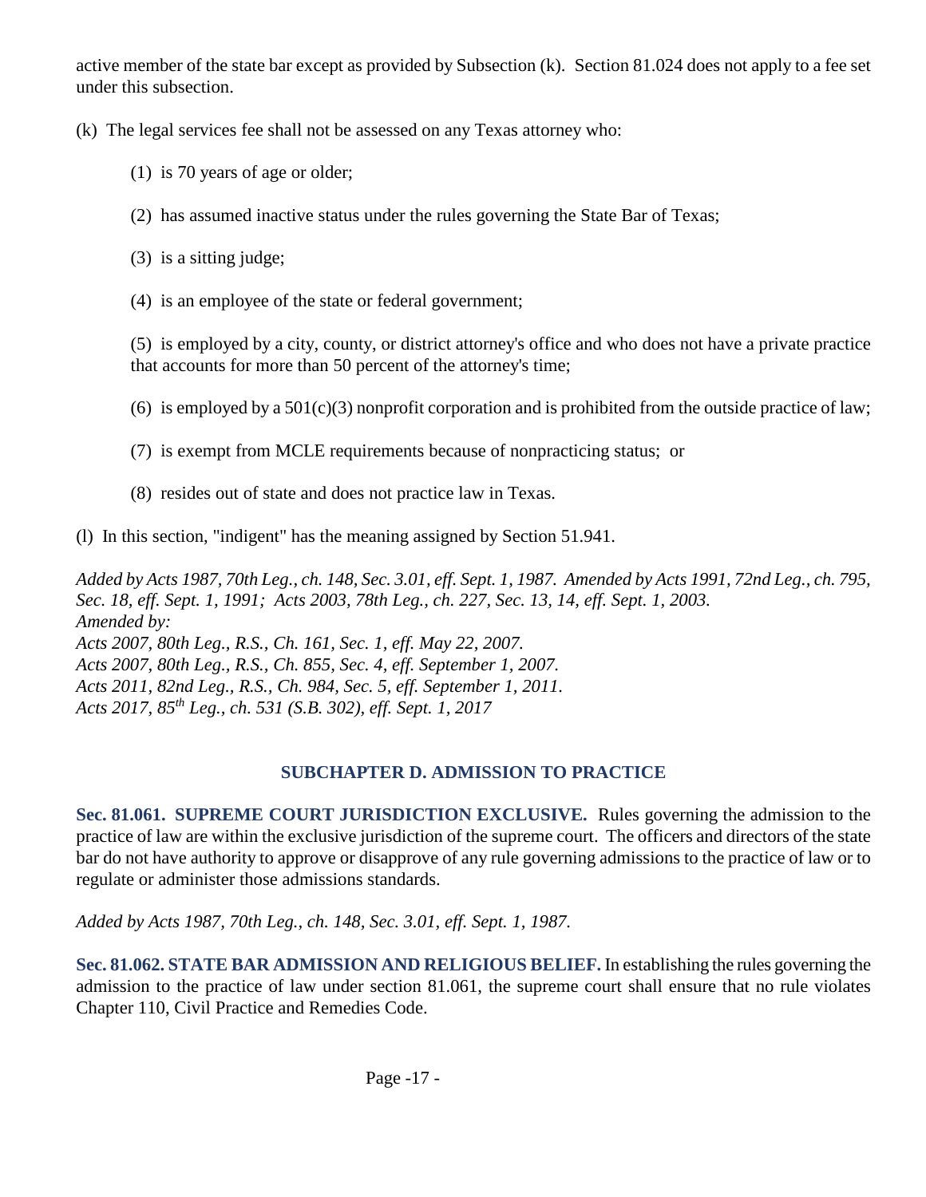active member of the state bar except as provided by Subsection (k). Section 81.024 does not apply to a fee set under this subsection.

(k) The legal services fee shall not be assessed on any Texas attorney who:

(1) is 70 years of age or older;

(2) has assumed inactive status under the rules governing the State Bar of Texas;

(3) is a sitting judge;

(4) is an employee of the state or federal government;

(5) is employed by a city, county, or district attorney's office and who does not have a private practice that accounts for more than 50 percent of the attorney's time;

(6) is employed by a 501(c)(3) nonprofit corporation and is prohibited from the outside practice of law;

(7) is exempt from MCLE requirements because of nonpracticing status; or

(8) resides out of state and does not practice law in Texas.

(l) In this section, "indigent" has the meaning assigned by Section 51.941.

*Added by Acts 1987, 70th Leg., ch. 148, Sec. 3.01, eff. Sept. 1, 1987. Amended by Acts 1991, 72nd Leg., ch. 795, Sec. 18, eff. Sept. 1, 1991; Acts 2003, 78th Leg., ch. 227, Sec. 13, 14, eff. Sept. 1, 2003.*
*Amended by:*
*Acts 2007, 80th Leg., R.S., Ch. 161, Sec. 1, eff. May 22, 2007.*
*Acts 2007, 80th Leg., R.S., Ch. 855, Sec. 4, eff. September 1, 2007.*
*Acts 2011, 82nd Leg., R.S., Ch. 984, Sec. 5, eff. September 1, 2011.*
*Acts 2017, 85th Leg., ch. 531 (S.B. 302), eff. Sept. 1, 2017*

## SUBCHAPTER D. ADMISSION TO PRACTICE

**Sec. 81.061. SUPREME COURT JURISDICTION EXCLUSIVE.** Rules governing the admission to the practice of law are within the exclusive jurisdiction of the supreme court. The officers and directors of the state bar do not have authority to approve or disapprove of any rule governing admissions to the practice of law or to regulate or administer those admissions standards.

*Added by Acts 1987, 70th Leg., ch. 148, Sec. 3.01, eff. Sept. 1, 1987.*

**Sec. 81.062. STATE BAR ADMISSION AND RELIGIOUS BELIEF.** In establishing the rules governing the admission to the practice of law under section 81.061, the supreme court shall ensure that no rule violates Chapter 110, Civil Practice and Remedies Code.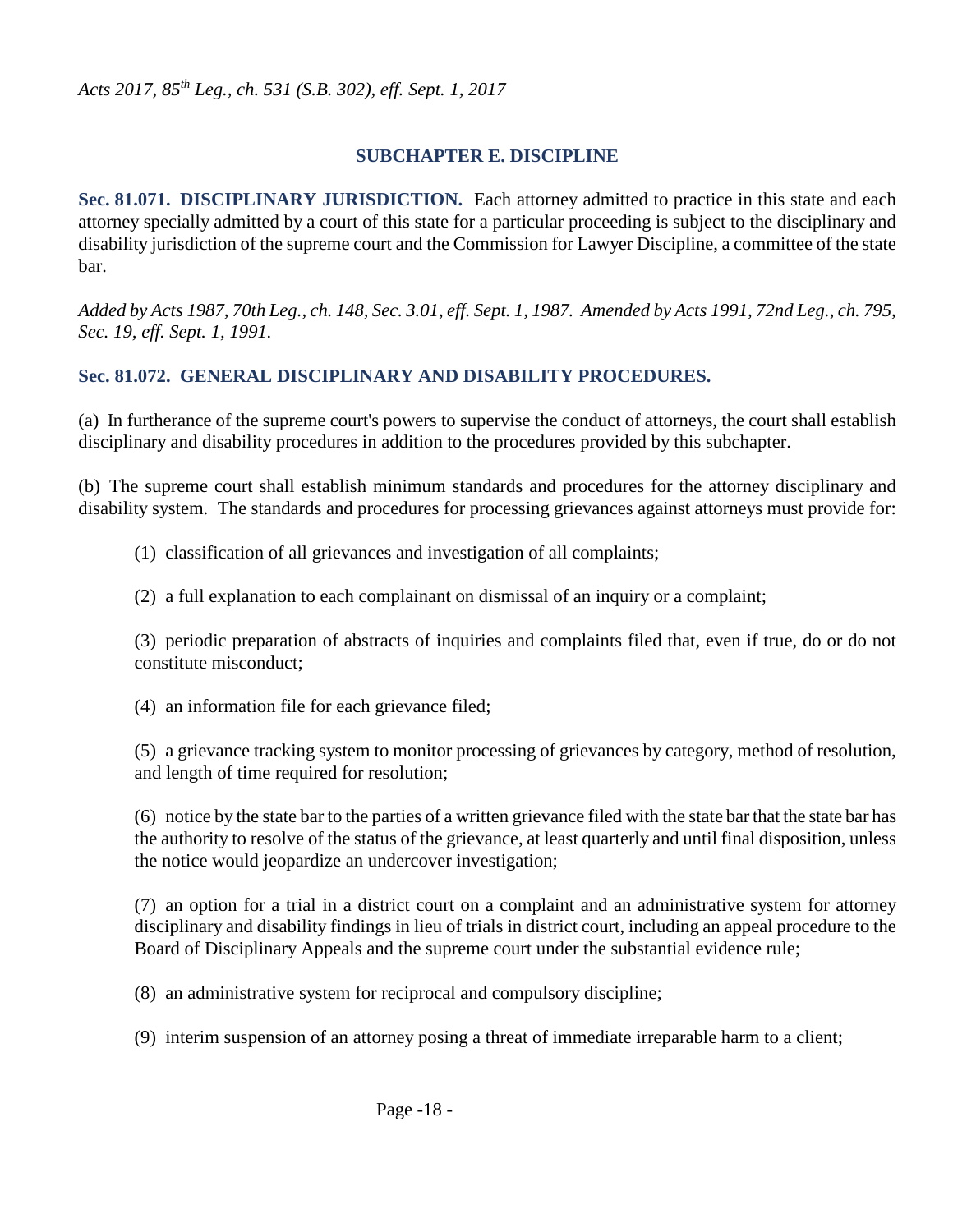*Acts 2017, 85th Leg., ch. 531 (S.B. 302), eff. Sept. 1, 2017*

## SUBCHAPTER E. DISCIPLINE

**Sec. 81.071. DISCIPLINARY JURISDICTION.** Each attorney admitted to practice in this state and each attorney specially admitted by a court of this state for a particular proceeding is subject to the disciplinary and disability jurisdiction of the supreme court and the Commission for Lawyer Discipline, a committee of the state bar.

*Added by Acts 1987, 70th Leg., ch. 148, Sec. 3.01, eff. Sept. 1, 1987. Amended by Acts 1991, 72nd Leg., ch. 795, Sec. 19, eff. Sept. 1, 1991.*

**Sec. 81.072. GENERAL DISCIPLINARY AND DISABILITY PROCEDURES.**

(a) In furtherance of the supreme court's powers to supervise the conduct of attorneys, the court shall establish disciplinary and disability procedures in addition to the procedures provided by this subchapter.

(b) The supreme court shall establish minimum standards and procedures for the attorney disciplinary and disability system. The standards and procedures for processing grievances against attorneys must provide for:

(1) classification of all grievances and investigation of all complaints;

(2) a full explanation to each complainant on dismissal of an inquiry or a complaint;

(3) periodic preparation of abstracts of inquiries and complaints filed that, even if true, do or do not constitute misconduct;

(4) an information file for each grievance filed;

(5) a grievance tracking system to monitor processing of grievances by category, method of resolution, and length of time required for resolution;

(6) notice by the state bar to the parties of a written grievance filed with the state bar that the state bar has the authority to resolve of the status of the grievance, at least quarterly and until final disposition, unless the notice would jeopardize an undercover investigation;

(7) an option for a trial in a district court on a complaint and an administrative system for attorney disciplinary and disability findings in lieu of trials in district court, including an appeal procedure to the Board of Disciplinary Appeals and the supreme court under the substantial evidence rule;

(8) an administrative system for reciprocal and compulsory discipline;

(9) interim suspension of an attorney posing a threat of immediate irreparable harm to a client;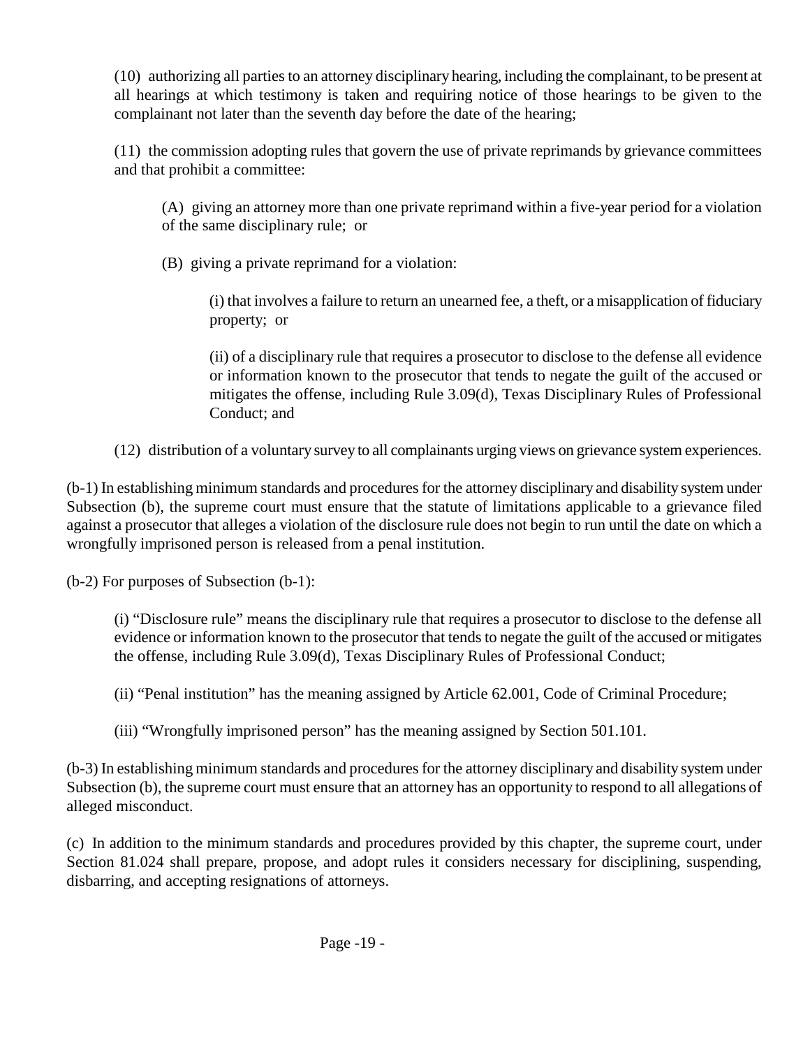(10) authorizing all parties to an attorney disciplinary hearing, including the complainant, to be present at all hearings at which testimony is taken and requiring notice of those hearings to be given to the complainant not later than the seventh day before the date of the hearing;

(11) the commission adopting rules that govern the use of private reprimands by grievance committees and that prohibit a committee:

(A) giving an attorney more than one private reprimand within a five-year period for a violation of the same disciplinary rule; or

(B) giving a private reprimand for a violation:

(i) that involves a failure to return an unearned fee, a theft, or a misapplication of fiduciary property; or

(ii) of a disciplinary rule that requires a prosecutor to disclose to the defense all evidence or information known to the prosecutor that tends to negate the guilt of the accused or mitigates the offense, including Rule 3.09(d), Texas Disciplinary Rules of Professional Conduct; and

(12) distribution of a voluntary survey to all complainants urging views on grievance system experiences.

(b-1) In establishing minimum standards and procedures for the attorney disciplinary and disability system under Subsection (b), the supreme court must ensure that the statute of limitations applicable to a grievance filed against a prosecutor that alleges a violation of the disclosure rule does not begin to run until the date on which a wrongfully imprisoned person is released from a penal institution.

(b-2) For purposes of Subsection (b-1):

(i) "Disclosure rule" means the disciplinary rule that requires a prosecutor to disclose to the defense all evidence or information known to the prosecutor that tends to negate the guilt of the accused or mitigates the offense, including Rule 3.09(d), Texas Disciplinary Rules of Professional Conduct;

(ii) "Penal institution" has the meaning assigned by Article 62.001, Code of Criminal Procedure;

(iii) "Wrongfully imprisoned person" has the meaning assigned by Section 501.101.

(b-3) In establishing minimum standards and procedures for the attorney disciplinary and disability system under Subsection (b), the supreme court must ensure that an attorney has an opportunity to respond to all allegations of alleged misconduct.

(c) In addition to the minimum standards and procedures provided by this chapter, the supreme court, under Section 81.024 shall prepare, propose, and adopt rules it considers necessary for disciplining, suspending, disbarring, and accepting resignations of attorneys.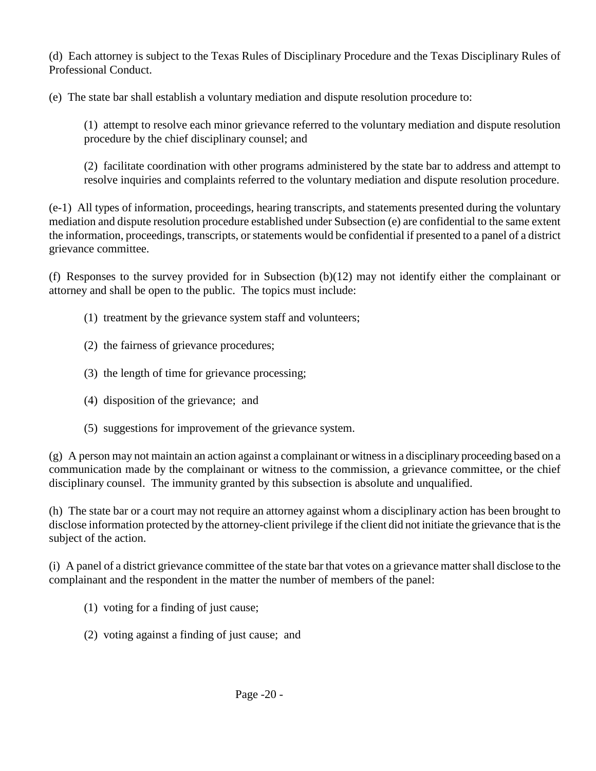(d) Each attorney is subject to the Texas Rules of Disciplinary Procedure and the Texas Disciplinary Rules of Professional Conduct.

(e) The state bar shall establish a voluntary mediation and dispute resolution procedure to:

(1) attempt to resolve each minor grievance referred to the voluntary mediation and dispute resolution procedure by the chief disciplinary counsel; and

(2) facilitate coordination with other programs administered by the state bar to address and attempt to resolve inquiries and complaints referred to the voluntary mediation and dispute resolution procedure.

(e-1) All types of information, proceedings, hearing transcripts, and statements presented during the voluntary mediation and dispute resolution procedure established under Subsection (e) are confidential to the same extent the information, proceedings, transcripts, or statements would be confidential if presented to a panel of a district grievance committee.

(f) Responses to the survey provided for in Subsection (b)(12) may not identify either the complainant or attorney and shall be open to the public. The topics must include:

(1) treatment by the grievance system staff and volunteers;

(2) the fairness of grievance procedures;

(3) the length of time for grievance processing;

(4) disposition of the grievance; and

(5) suggestions for improvement of the grievance system.

(g) A person may not maintain an action against a complainant or witness in a disciplinary proceeding based on a communication made by the complainant or witness to the commission, a grievance committee, or the chief disciplinary counsel. The immunity granted by this subsection is absolute and unqualified.

(h) The state bar or a court may not require an attorney against whom a disciplinary action has been brought to disclose information protected by the attorney-client privilege if the client did not initiate the grievance that is the subject of the action.

(i) A panel of a district grievance committee of the state bar that votes on a grievance matter shall disclose to the complainant and the respondent in the matter the number of members of the panel:

(1) voting for a finding of just cause;

(2) voting against a finding of just cause; and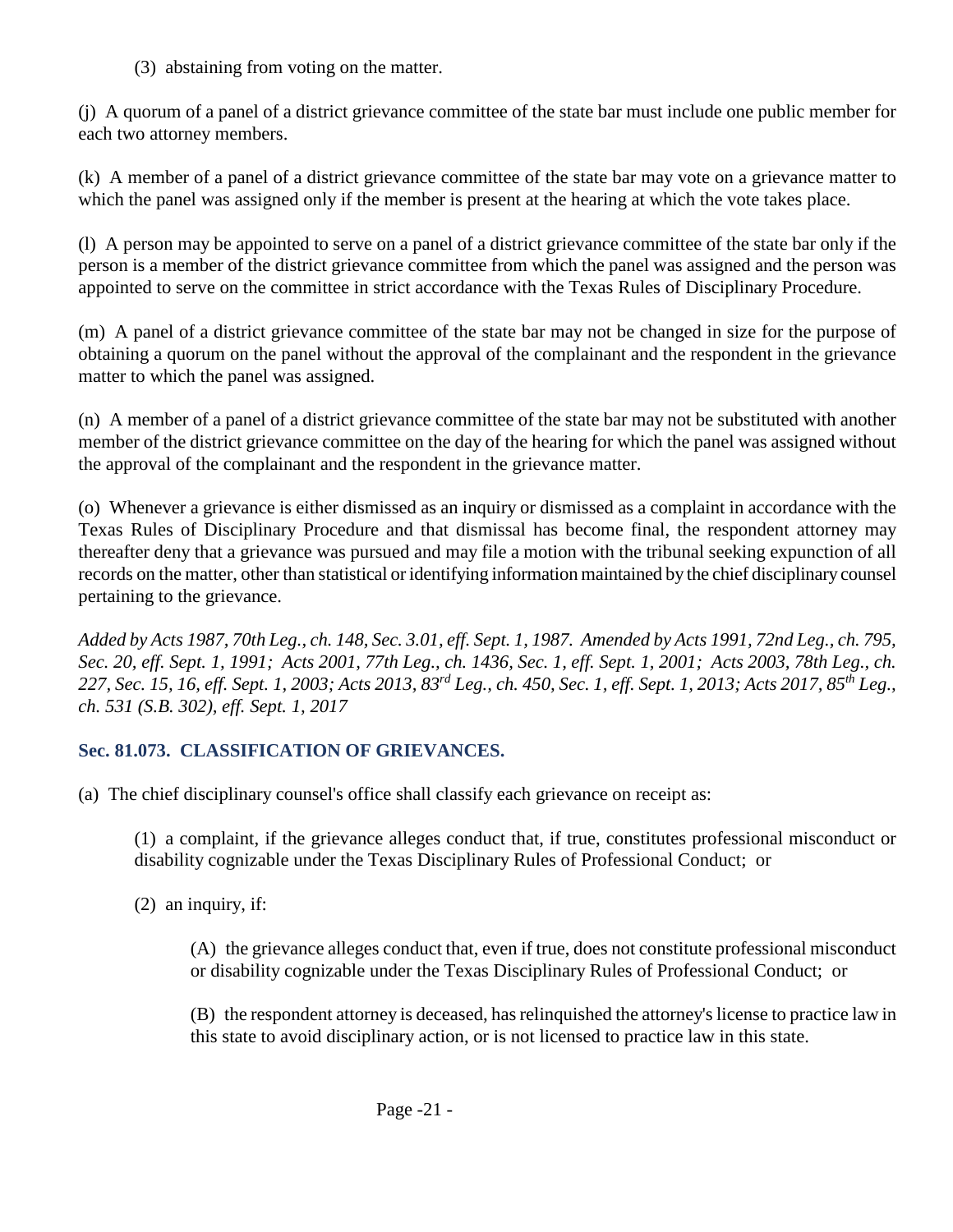(3) abstaining from voting on the matter.

(j) A quorum of a panel of a district grievance committee of the state bar must include one public member for each two attorney members.

(k) A member of a panel of a district grievance committee of the state bar may vote on a grievance matter to which the panel was assigned only if the member is present at the hearing at which the vote takes place.

(l) A person may be appointed to serve on a panel of a district grievance committee of the state bar only if the person is a member of the district grievance committee from which the panel was assigned and the person was appointed to serve on the committee in strict accordance with the Texas Rules of Disciplinary Procedure.

(m) A panel of a district grievance committee of the state bar may not be changed in size for the purpose of obtaining a quorum on the panel without the approval of the complainant and the respondent in the grievance matter to which the panel was assigned.

(n) A member of a panel of a district grievance committee of the state bar may not be substituted with another member of the district grievance committee on the day of the hearing for which the panel was assigned without the approval of the complainant and the respondent in the grievance matter.

(o) Whenever a grievance is either dismissed as an inquiry or dismissed as a complaint in accordance with the Texas Rules of Disciplinary Procedure and that dismissal has become final, the respondent attorney may thereafter deny that a grievance was pursued and may file a motion with the tribunal seeking expunction of all records on the matter, other than statistical or identifying information maintained by the chief disciplinary counsel pertaining to the grievance.

*Added by Acts 1987, 70th Leg., ch. 148, Sec. 3.01, eff. Sept. 1, 1987. Amended by Acts 1991, 72nd Leg., ch. 795, Sec. 20, eff. Sept. 1, 1991; Acts 2001, 77th Leg., ch. 1436, Sec. 1, eff. Sept. 1, 2001; Acts 2003, 78th Leg., ch. 227, Sec. 15, 16, eff. Sept. 1, 2003; Acts 2013, 83rd Leg., ch. 450, Sec. 1, eff. Sept. 1, 2013; Acts 2017, 85th Leg., ch. 531 (S.B. 302), eff. Sept. 1, 2017*

### Sec. 81.073. CLASSIFICATION OF GRIEVANCES.

(a) The chief disciplinary counsel's office shall classify each grievance on receipt as:

(1) a complaint, if the grievance alleges conduct that, if true, constitutes professional misconduct or disability cognizable under the Texas Disciplinary Rules of Professional Conduct; or

(2) an inquiry, if:

(A) the grievance alleges conduct that, even if true, does not constitute professional misconduct or disability cognizable under the Texas Disciplinary Rules of Professional Conduct; or

(B) the respondent attorney is deceased, has relinquished the attorney's license to practice law in this state to avoid disciplinary action, or is not licensed to practice law in this state.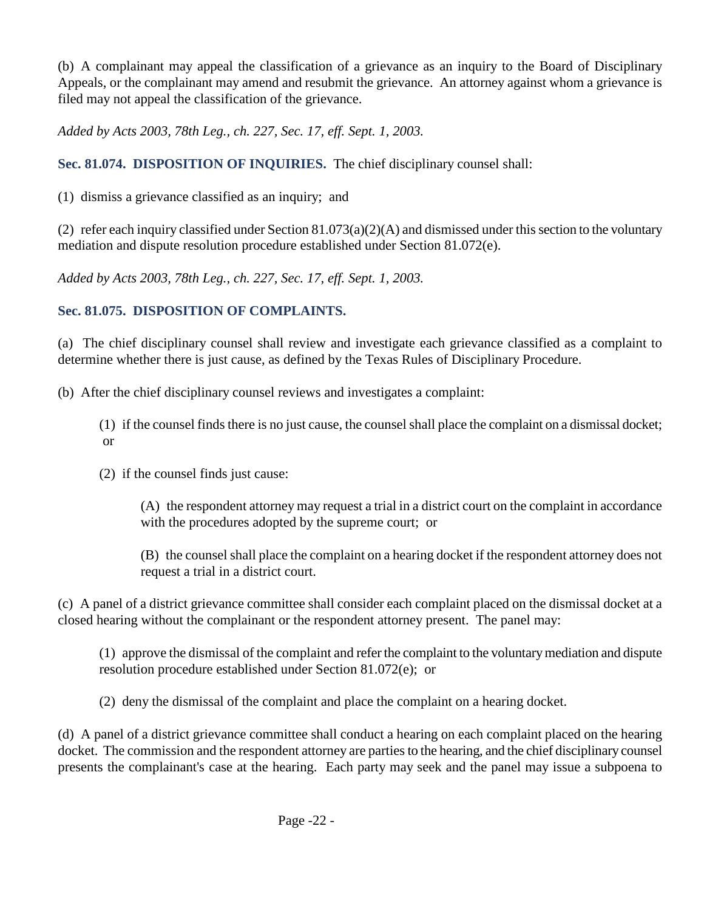(b) A complainant may appeal the classification of a grievance as an inquiry to the Board of Disciplinary Appeals, or the complainant may amend and resubmit the grievance. An attorney against whom a grievance is filed may not appeal the classification of the grievance.

*Added by Acts 2003, 78th Leg., ch. 227, Sec. 17, eff. Sept. 1, 2003.*

**Sec. 81.074. DISPOSITION OF INQUIRIES.** The chief disciplinary counsel shall:

(1) dismiss a grievance classified as an inquiry; and

(2) refer each inquiry classified under Section 81.073(a)(2)(A) and dismissed under this section to the voluntary mediation and dispute resolution procedure established under Section 81.072(e).

*Added by Acts 2003, 78th Leg., ch. 227, Sec. 17, eff. Sept. 1, 2003.*

**Sec. 81.075. DISPOSITION OF COMPLAINTS.**

(a) The chief disciplinary counsel shall review and investigate each grievance classified as a complaint to determine whether there is just cause, as defined by the Texas Rules of Disciplinary Procedure.

(b) After the chief disciplinary counsel reviews and investigates a complaint:

(1) if the counsel finds there is no just cause, the counsel shall place the complaint on a dismissal docket; or

(2) if the counsel finds just cause:

(A) the respondent attorney may request a trial in a district court on the complaint in accordance with the procedures adopted by the supreme court; or

(B) the counsel shall place the complaint on a hearing docket if the respondent attorney does not request a trial in a district court.

(c) A panel of a district grievance committee shall consider each complaint placed on the dismissal docket at a closed hearing without the complainant or the respondent attorney present. The panel may:

(1) approve the dismissal of the complaint and refer the complaint to the voluntary mediation and dispute resolution procedure established under Section 81.072(e); or

(2) deny the dismissal of the complaint and place the complaint on a hearing docket.

(d) A panel of a district grievance committee shall conduct a hearing on each complaint placed on the hearing docket. The commission and the respondent attorney are parties to the hearing, and the chief disciplinary counsel presents the complainant's case at the hearing. Each party may seek and the panel may issue a subpoena to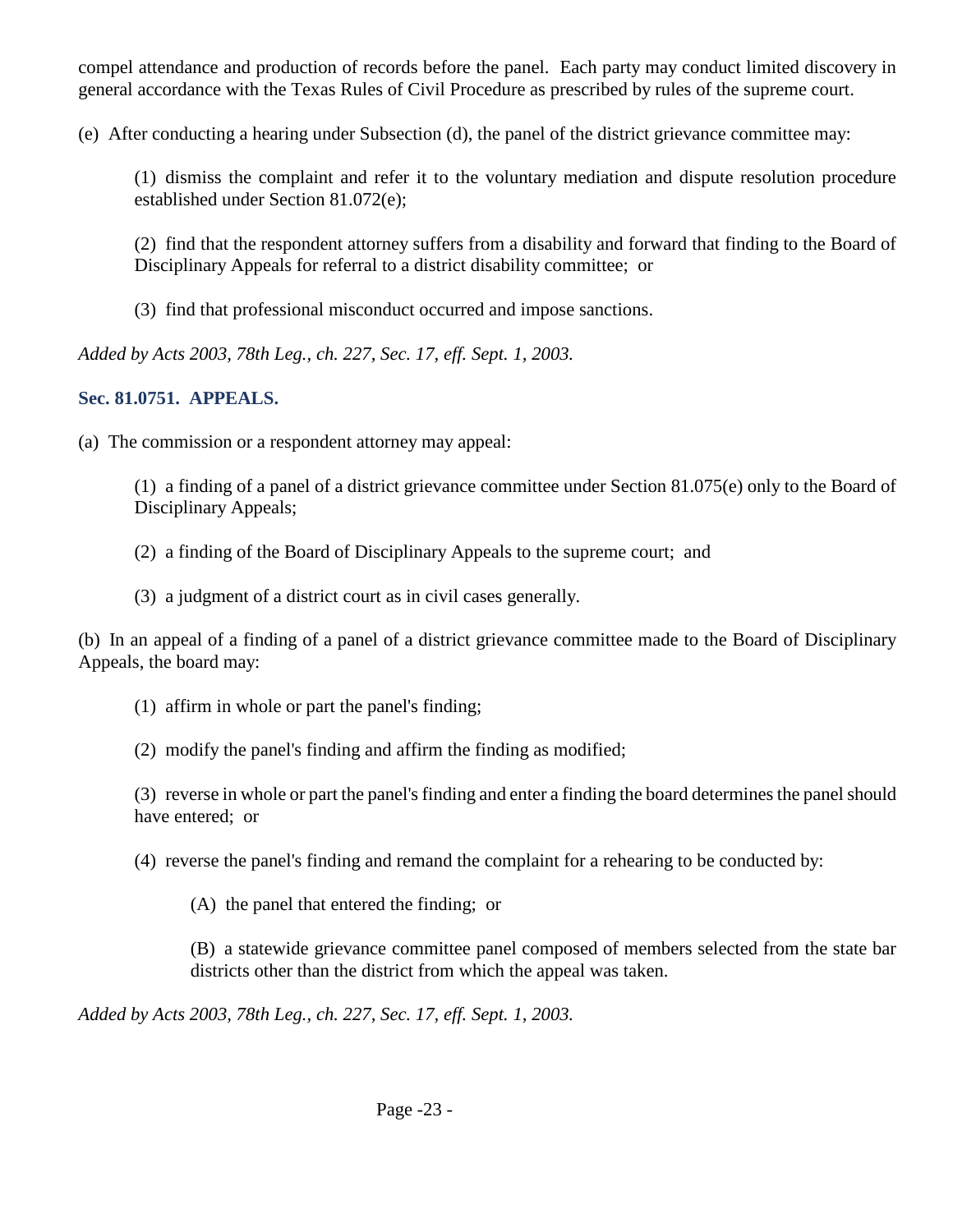compel attendance and production of records before the panel. Each party may conduct limited discovery in general accordance with the Texas Rules of Civil Procedure as prescribed by rules of the supreme court.

(e) After conducting a hearing under Subsection (d), the panel of the district grievance committee may:

> (1) dismiss the complaint and refer it to the voluntary mediation and dispute resolution procedure established under Section 81.072(e);
>
> (2) find that the respondent attorney suffers from a disability and forward that finding to the Board of Disciplinary Appeals for referral to a district disability committee; or
>
> (3) find that professional misconduct occurred and impose sanctions.

*Added by Acts 2003, 78th Leg., ch. 227, Sec. 17, eff. Sept. 1, 2003.*

### Sec. 81.0751. APPEALS.

(a) The commission or a respondent attorney may appeal:

> (1) a finding of a panel of a district grievance committee under Section 81.075(e) only to the Board of Disciplinary Appeals;
>
> (2) a finding of the Board of Disciplinary Appeals to the supreme court; and
>
> (3) a judgment of a district court as in civil cases generally.

(b) In an appeal of a finding of a panel of a district grievance committee made to the Board of Disciplinary Appeals, the board may:

> (1) affirm in whole or part the panel's finding;
>
> (2) modify the panel's finding and affirm the finding as modified;
>
> (3) reverse in whole or part the panel's finding and enter a finding the board determines the panel should have entered; or
>
> (4) reverse the panel's finding and remand the complaint for a rehearing to be conducted by:
>
>> (A) the panel that entered the finding; or
>>
>> (B) a statewide grievance committee panel composed of members selected from the state bar districts other than the district from which the appeal was taken.

*Added by Acts 2003, 78th Leg., ch. 227, Sec. 17, eff. Sept. 1, 2003.*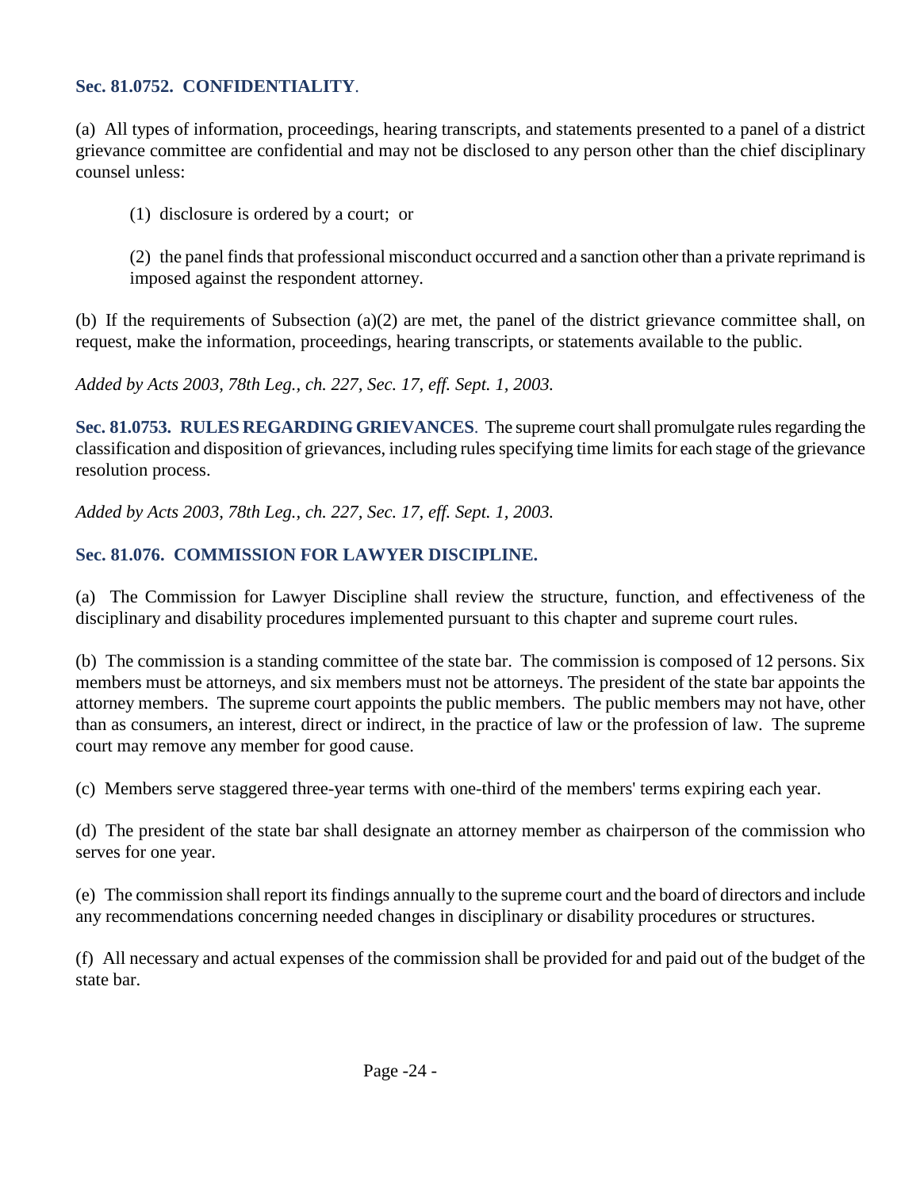**Sec. 81.0752. CONFIDENTIALITY**.

(a) All types of information, proceedings, hearing transcripts, and statements presented to a panel of a district grievance committee are confidential and may not be disclosed to any person other than the chief disciplinary counsel unless:

(1) disclosure is ordered by a court; or

(2) the panel finds that professional misconduct occurred and a sanction other than a private reprimand is imposed against the respondent attorney.

(b) If the requirements of Subsection (a)(2) are met, the panel of the district grievance committee shall, on request, make the information, proceedings, hearing transcripts, or statements available to the public.

*Added by Acts 2003, 78th Leg., ch. 227, Sec. 17, eff. Sept. 1, 2003.*

**Sec. 81.0753. RULES REGARDING GRIEVANCES**. The supreme court shall promulgate rules regarding the classification and disposition of grievances, including rules specifying time limits for each stage of the grievance resolution process.

*Added by Acts 2003, 78th Leg., ch. 227, Sec. 17, eff. Sept. 1, 2003.*

**Sec. 81.076. COMMISSION FOR LAWYER DISCIPLINE.**

(a) The Commission for Lawyer Discipline shall review the structure, function, and effectiveness of the disciplinary and disability procedures implemented pursuant to this chapter and supreme court rules.

(b) The commission is a standing committee of the state bar. The commission is composed of 12 persons. Six members must be attorneys, and six members must not be attorneys. The president of the state bar appoints the attorney members. The supreme court appoints the public members. The public members may not have, other than as consumers, an interest, direct or indirect, in the practice of law or the profession of law. The supreme court may remove any member for good cause.

(c) Members serve staggered three-year terms with one-third of the members' terms expiring each year.

(d) The president of the state bar shall designate an attorney member as chairperson of the commission who serves for one year.

(e) The commission shall report its findings annually to the supreme court and the board of directors and include any recommendations concerning needed changes in disciplinary or disability procedures or structures.

(f) All necessary and actual expenses of the commission shall be provided for and paid out of the budget of the state bar.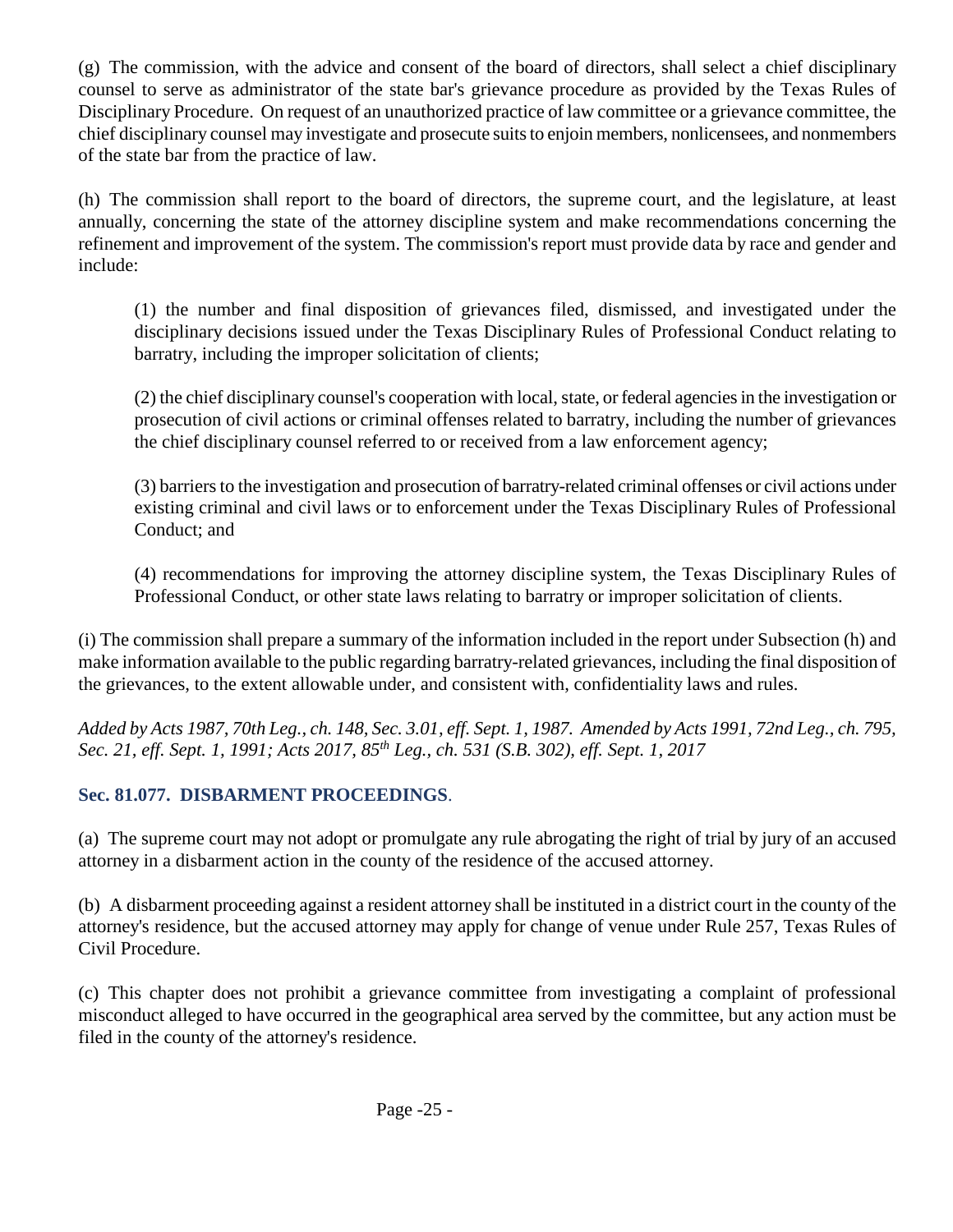(g) The commission, with the advice and consent of the board of directors, shall select a chief disciplinary counsel to serve as administrator of the state bar's grievance procedure as provided by the Texas Rules of Disciplinary Procedure. On request of an unauthorized practice of law committee or a grievance committee, the chief disciplinary counsel may investigate and prosecute suits to enjoin members, nonlicensees, and nonmembers of the state bar from the practice of law.

(h) The commission shall report to the board of directors, the supreme court, and the legislature, at least annually, concerning the state of the attorney discipline system and make recommendations concerning the refinement and improvement of the system. The commission's report must provide data by race and gender and include:

> (1) the number and final disposition of grievances filed, dismissed, and investigated under the disciplinary decisions issued under the Texas Disciplinary Rules of Professional Conduct relating to barratry, including the improper solicitation of clients;
>
> (2) the chief disciplinary counsel's cooperation with local, state, or federal agencies in the investigation or prosecution of civil actions or criminal offenses related to barratry, including the number of grievances the chief disciplinary counsel referred to or received from a law enforcement agency;
>
> (3) barriers to the investigation and prosecution of barratry-related criminal offenses or civil actions under existing criminal and civil laws or to enforcement under the Texas Disciplinary Rules of Professional Conduct; and
>
> (4) recommendations for improving the attorney discipline system, the Texas Disciplinary Rules of Professional Conduct, or other state laws relating to barratry or improper solicitation of clients.

(i) The commission shall prepare a summary of the information included in the report under Subsection (h) and make information available to the public regarding barratry-related grievances, including the final disposition of the grievances, to the extent allowable under, and consistent with, confidentiality laws and rules.

*Added by Acts 1987, 70th Leg., ch. 148, Sec. 3.01, eff. Sept. 1, 1987. Amended by Acts 1991, 72nd Leg., ch. 795, Sec. 21, eff. Sept. 1, 1991; Acts 2017, 85th Leg., ch. 531 (S.B. 302), eff. Sept. 1, 2017*

### Sec. 81.077. DISBARMENT PROCEEDINGS.

(a) The supreme court may not adopt or promulgate any rule abrogating the right of trial by jury of an accused attorney in a disbarment action in the county of the residence of the accused attorney.

(b) A disbarment proceeding against a resident attorney shall be instituted in a district court in the county of the attorney's residence, but the accused attorney may apply for change of venue under Rule 257, Texas Rules of Civil Procedure.

(c) This chapter does not prohibit a grievance committee from investigating a complaint of professional misconduct alleged to have occurred in the geographical area served by the committee, but any action must be filed in the county of the attorney's residence.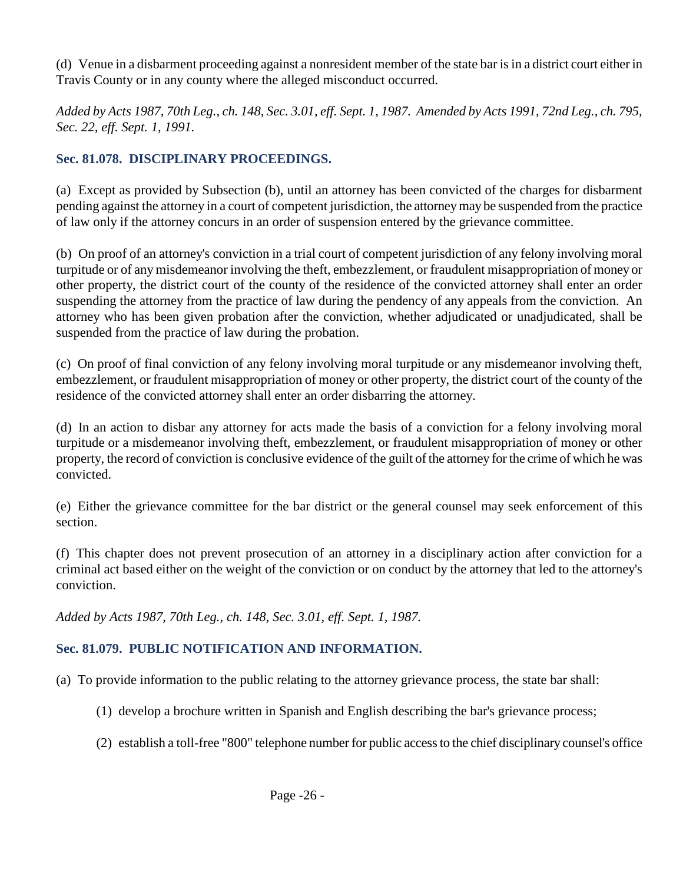(d) Venue in a disbarment proceeding against a nonresident member of the state bar is in a district court either in Travis County or in any county where the alleged misconduct occurred.

*Added by Acts 1987, 70th Leg., ch. 148, Sec. 3.01, eff. Sept. 1, 1987. Amended by Acts 1991, 72nd Leg., ch. 795, Sec. 22, eff. Sept. 1, 1991.*

### Sec. 81.078. DISCIPLINARY PROCEEDINGS.

(a) Except as provided by Subsection (b), until an attorney has been convicted of the charges for disbarment pending against the attorney in a court of competent jurisdiction, the attorney may be suspended from the practice of law only if the attorney concurs in an order of suspension entered by the grievance committee.

(b) On proof of an attorney's conviction in a trial court of competent jurisdiction of any felony involving moral turpitude or of any misdemeanor involving the theft, embezzlement, or fraudulent misappropriation of money or other property, the district court of the county of the residence of the convicted attorney shall enter an order suspending the attorney from the practice of law during the pendency of any appeals from the conviction. An attorney who has been given probation after the conviction, whether adjudicated or unadjudicated, shall be suspended from the practice of law during the probation.

(c) On proof of final conviction of any felony involving moral turpitude or any misdemeanor involving theft, embezzlement, or fraudulent misappropriation of money or other property, the district court of the county of the residence of the convicted attorney shall enter an order disbarring the attorney.

(d) In an action to disbar any attorney for acts made the basis of a conviction for a felony involving moral turpitude or a misdemeanor involving theft, embezzlement, or fraudulent misappropriation of money or other property, the record of conviction is conclusive evidence of the guilt of the attorney for the crime of which he was convicted.

(e) Either the grievance committee for the bar district or the general counsel may seek enforcement of this section.

(f) This chapter does not prevent prosecution of an attorney in a disciplinary action after conviction for a criminal act based either on the weight of the conviction or on conduct by the attorney that led to the attorney's conviction.

*Added by Acts 1987, 70th Leg., ch. 148, Sec. 3.01, eff. Sept. 1, 1987.*

### Sec. 81.079. PUBLIC NOTIFICATION AND INFORMATION.

(a) To provide information to the public relating to the attorney grievance process, the state bar shall:

(1) develop a brochure written in Spanish and English describing the bar's grievance process;

(2) establish a toll-free "800" telephone number for public access to the chief disciplinary counsel's office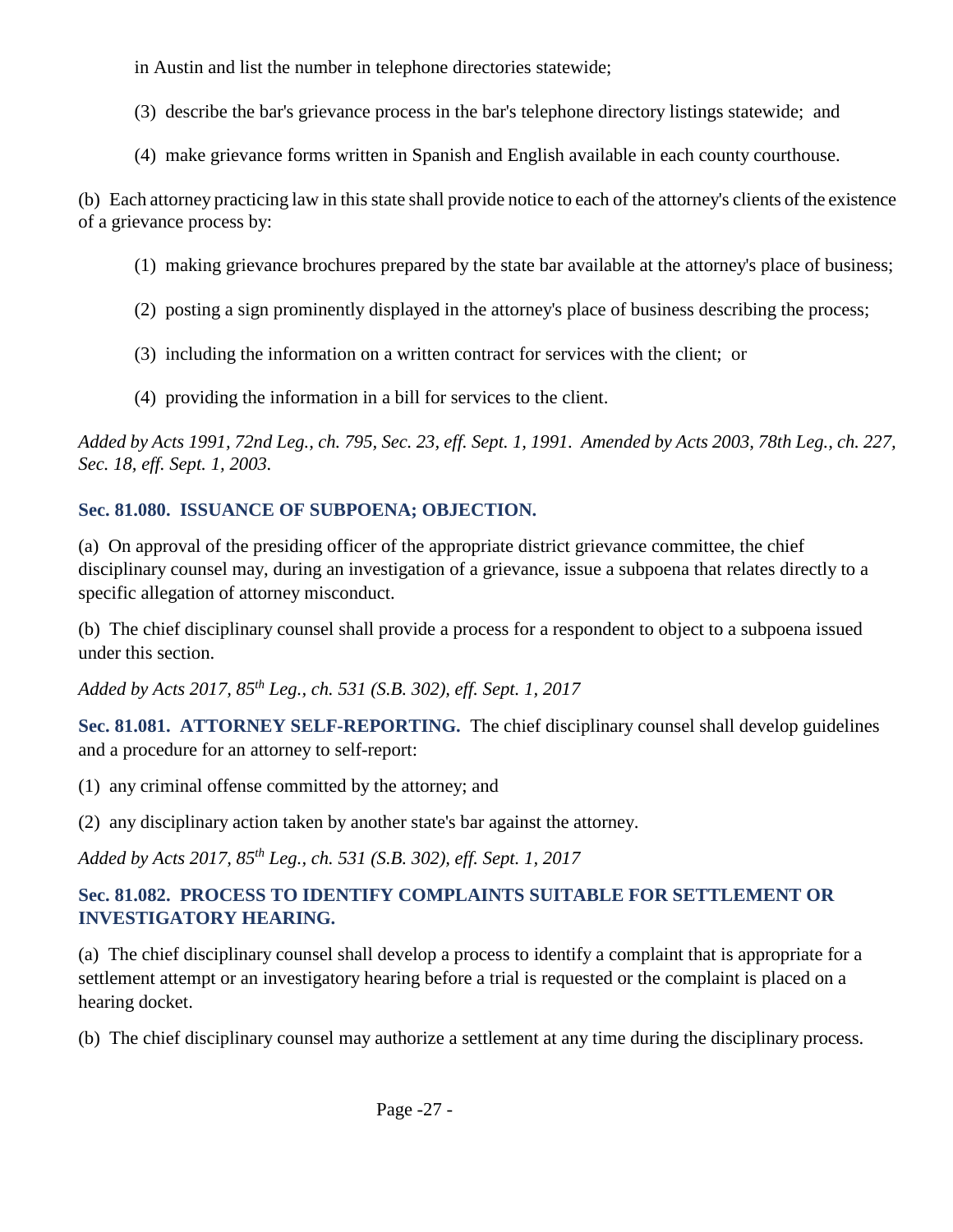in Austin and list the number in telephone directories statewide;

(3) describe the bar's grievance process in the bar's telephone directory listings statewide; and

(4) make grievance forms written in Spanish and English available in each county courthouse.

(b) Each attorney practicing law in this state shall provide notice to each of the attorney's clients of the existence of a grievance process by:

(1) making grievance brochures prepared by the state bar available at the attorney's place of business;

(2) posting a sign prominently displayed in the attorney's place of business describing the process;

(3) including the information on a written contract for services with the client; or

(4) providing the information in a bill for services to the client.

*Added by Acts 1991, 72nd Leg., ch. 795, Sec. 23, eff. Sept. 1, 1991. Amended by Acts 2003, 78th Leg., ch. 227, Sec. 18, eff. Sept. 1, 2003.*

### Sec. 81.080. ISSUANCE OF SUBPOENA; OBJECTION.

(a) On approval of the presiding officer of the appropriate district grievance committee, the chief disciplinary counsel may, during an investigation of a grievance, issue a subpoena that relates directly to a specific allegation of attorney misconduct.

(b) The chief disciplinary counsel shall provide a process for a respondent to object to a subpoena issued under this section.

*Added by Acts 2017, 85th Leg., ch. 531 (S.B. 302), eff. Sept. 1, 2017*

**Sec. 81.081. ATTORNEY SELF-REPORTING.** The chief disciplinary counsel shall develop guidelines and a procedure for an attorney to self-report:

(1) any criminal offense committed by the attorney; and

(2) any disciplinary action taken by another state's bar against the attorney.

*Added by Acts 2017, 85th Leg., ch. 531 (S.B. 302), eff. Sept. 1, 2017*

### Sec. 81.082. PROCESS TO IDENTIFY COMPLAINTS SUITABLE FOR SETTLEMENT OR INVESTIGATORY HEARING.

(a) The chief disciplinary counsel shall develop a process to identify a complaint that is appropriate for a settlement attempt or an investigatory hearing before a trial is requested or the complaint is placed on a hearing docket.

(b) The chief disciplinary counsel may authorize a settlement at any time during the disciplinary process.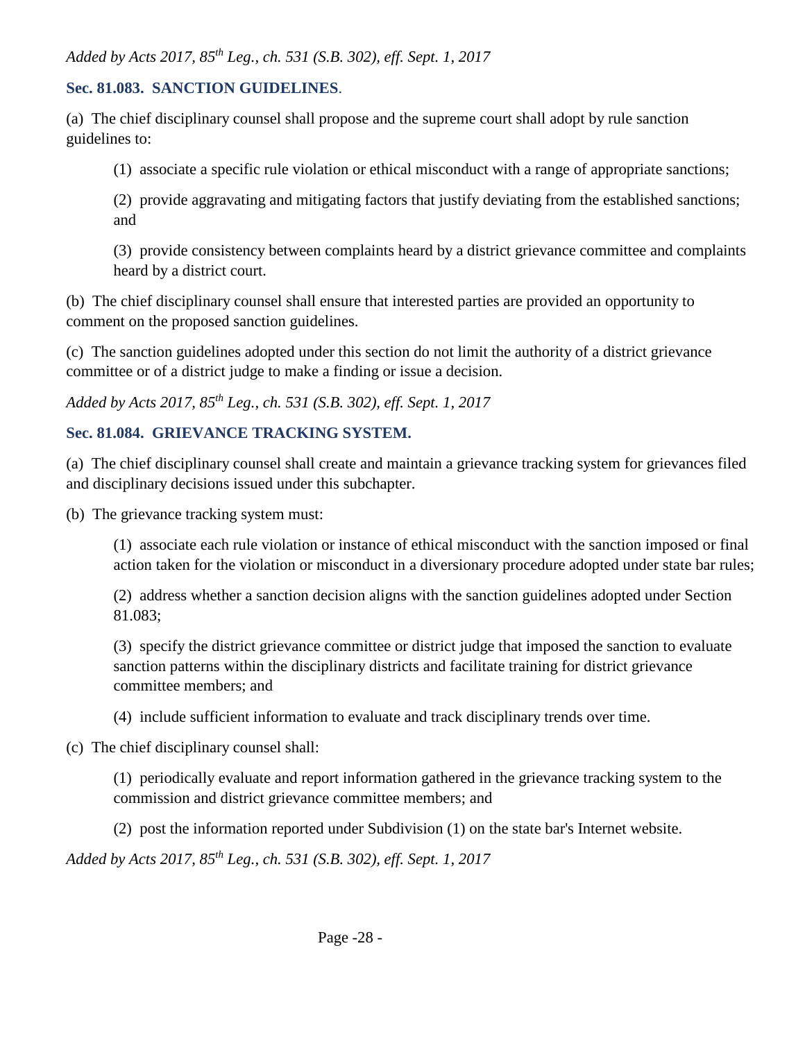*Added by Acts 2017, 85th Leg., ch. 531 (S.B. 302), eff. Sept. 1, 2017*

### Sec. 81.083. SANCTION GUIDELINES.

(a) The chief disciplinary counsel shall propose and the supreme court shall adopt by rule sanction guidelines to:

(1) associate a specific rule violation or ethical misconduct with a range of appropriate sanctions;

(2) provide aggravating and mitigating factors that justify deviating from the established sanctions; and

(3) provide consistency between complaints heard by a district grievance committee and complaints heard by a district court.

(b) The chief disciplinary counsel shall ensure that interested parties are provided an opportunity to comment on the proposed sanction guidelines.

(c) The sanction guidelines adopted under this section do not limit the authority of a district grievance committee or of a district judge to make a finding or issue a decision.

*Added by Acts 2017, 85th Leg., ch. 531 (S.B. 302), eff. Sept. 1, 2017*

### Sec. 81.084. GRIEVANCE TRACKING SYSTEM.

(a) The chief disciplinary counsel shall create and maintain a grievance tracking system for grievances filed and disciplinary decisions issued under this subchapter.

(b) The grievance tracking system must:

(1) associate each rule violation or instance of ethical misconduct with the sanction imposed or final action taken for the violation or misconduct in a diversionary procedure adopted under state bar rules;

(2) address whether a sanction decision aligns with the sanction guidelines adopted under Section 81.083;

(3) specify the district grievance committee or district judge that imposed the sanction to evaluate sanction patterns within the disciplinary districts and facilitate training for district grievance committee members; and

(4) include sufficient information to evaluate and track disciplinary trends over time.

(c) The chief disciplinary counsel shall:

(1) periodically evaluate and report information gathered in the grievance tracking system to the commission and district grievance committee members; and

(2) post the information reported under Subdivision (1) on the state bar's Internet website.

*Added by Acts 2017, 85th Leg., ch. 531 (S.B. 302), eff. Sept. 1, 2017*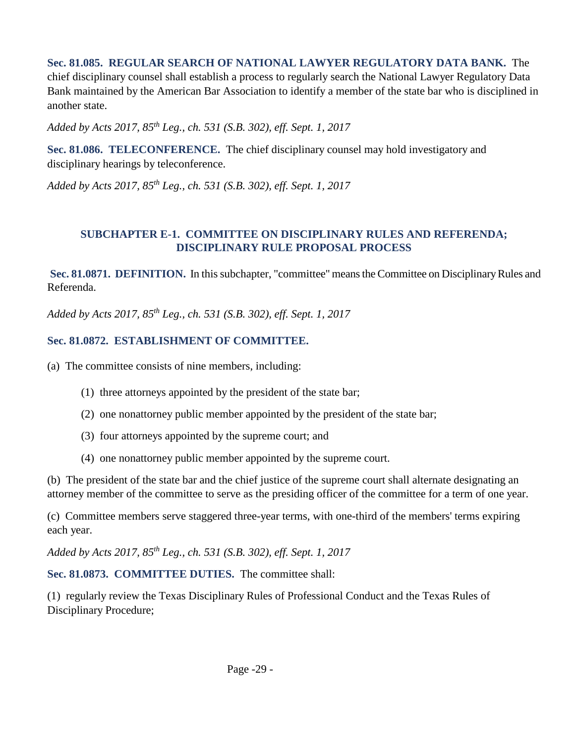**Sec. 81.085. REGULAR SEARCH OF NATIONAL LAWYER REGULATORY DATA BANK.** The chief disciplinary counsel shall establish a process to regularly search the National Lawyer Regulatory Data Bank maintained by the American Bar Association to identify a member of the state bar who is disciplined in another state.

*Added by Acts 2017, 85th Leg., ch. 531 (S.B. 302), eff. Sept. 1, 2017*

**Sec. 81.086. TELECONFERENCE.** The chief disciplinary counsel may hold investigatory and disciplinary hearings by teleconference.

*Added by Acts 2017, 85th Leg., ch. 531 (S.B. 302), eff. Sept. 1, 2017*

## SUBCHAPTER E-1. COMMITTEE ON DISCIPLINARY RULES AND REFERENDA; DISCIPLINARY RULE PROPOSAL PROCESS

**Sec. 81.0871. DEFINITION.** In this subchapter, "committee" means the Committee on Disciplinary Rules and Referenda.

*Added by Acts 2017, 85th Leg., ch. 531 (S.B. 302), eff. Sept. 1, 2017*

**Sec. 81.0872. ESTABLISHMENT OF COMMITTEE.**

(a) The committee consists of nine members, including:

(1) three attorneys appointed by the president of the state bar;

(2) one nonattorney public member appointed by the president of the state bar;

(3) four attorneys appointed by the supreme court; and

(4) one nonattorney public member appointed by the supreme court.

(b) The president of the state bar and the chief justice of the supreme court shall alternate designating an attorney member of the committee to serve as the presiding officer of the committee for a term of one year.

(c) Committee members serve staggered three-year terms, with one-third of the members' terms expiring each year.

*Added by Acts 2017, 85th Leg., ch. 531 (S.B. 302), eff. Sept. 1, 2017*

**Sec. 81.0873. COMMITTEE DUTIES.** The committee shall:

(1) regularly review the Texas Disciplinary Rules of Professional Conduct and the Texas Rules of Disciplinary Procedure;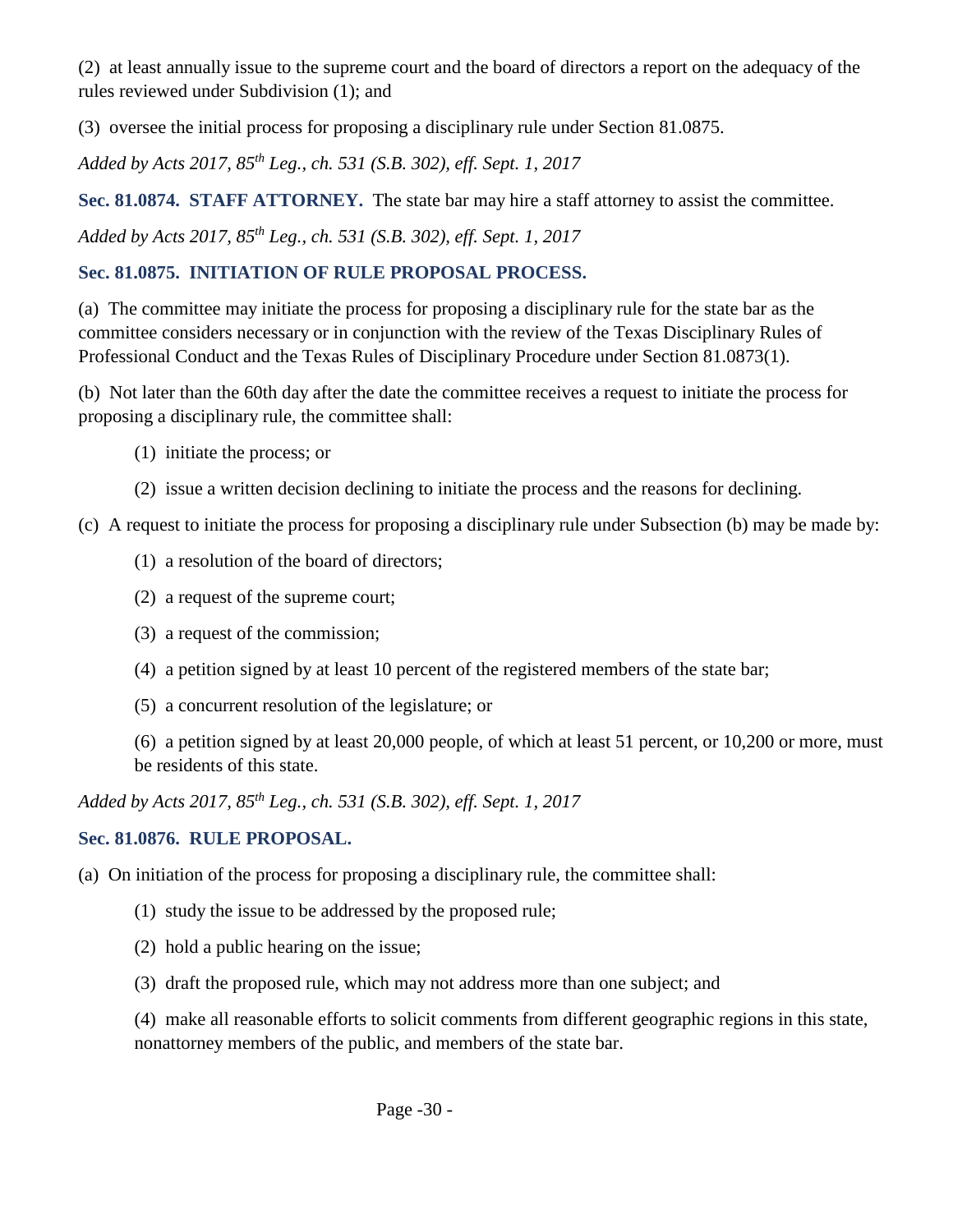(2) at least annually issue to the supreme court and the board of directors a report on the adequacy of the rules reviewed under Subdivision (1); and

(3) oversee the initial process for proposing a disciplinary rule under Section 81.0875.

*Added by Acts 2017, 85th Leg., ch. 531 (S.B. 302), eff. Sept. 1, 2017*

**Sec. 81.0874. STAFF ATTORNEY.** The state bar may hire a staff attorney to assist the committee.

*Added by Acts 2017, 85th Leg., ch. 531 (S.B. 302), eff. Sept. 1, 2017*

**Sec. 81.0875. INITIATION OF RULE PROPOSAL PROCESS.**

(a) The committee may initiate the process for proposing a disciplinary rule for the state bar as the committee considers necessary or in conjunction with the review of the Texas Disciplinary Rules of Professional Conduct and the Texas Rules of Disciplinary Procedure under Section 81.0873(1).

(b) Not later than the 60th day after the date the committee receives a request to initiate the process for proposing a disciplinary rule, the committee shall:

> (1) initiate the process; or
>
> (2) issue a written decision declining to initiate the process and the reasons for declining.

(c) A request to initiate the process for proposing a disciplinary rule under Subsection (b) may be made by:

> (1) a resolution of the board of directors;
>
> (2) a request of the supreme court;
>
> (3) a request of the commission;
>
> (4) a petition signed by at least 10 percent of the registered members of the state bar;
>
> (5) a concurrent resolution of the legislature; or
>
> (6) a petition signed by at least 20,000 people, of which at least 51 percent, or 10,200 or more, must be residents of this state.

*Added by Acts 2017, 85th Leg., ch. 531 (S.B. 302), eff. Sept. 1, 2017*

**Sec. 81.0876. RULE PROPOSAL.**

(a) On initiation of the process for proposing a disciplinary rule, the committee shall:

> (1) study the issue to be addressed by the proposed rule;
>
> (2) hold a public hearing on the issue;
>
> (3) draft the proposed rule, which may not address more than one subject; and
>
> (4) make all reasonable efforts to solicit comments from different geographic regions in this state, nonattorney members of the public, and members of the state bar.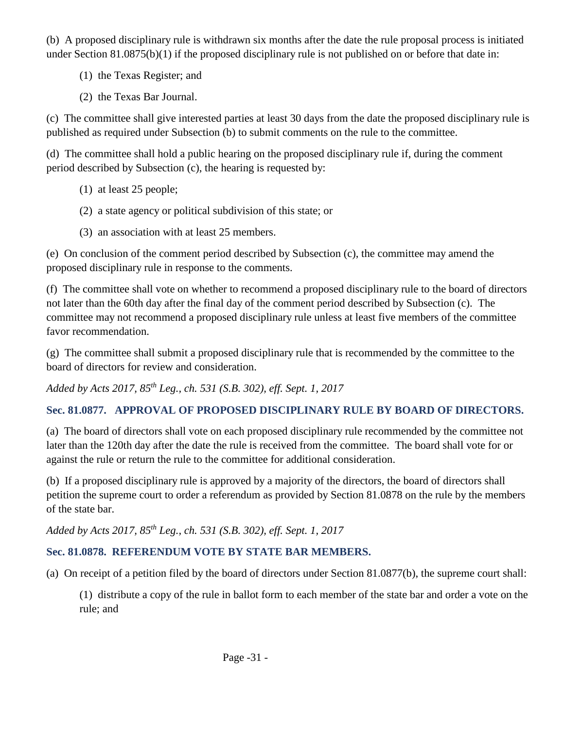(b) A proposed disciplinary rule is withdrawn six months after the date the rule proposal process is initiated under Section 81.0875(b)(1) if the proposed disciplinary rule is not published on or before that date in:

(1) the Texas Register; and

(2) the Texas Bar Journal.

(c) The committee shall give interested parties at least 30 days from the date the proposed disciplinary rule is published as required under Subsection (b) to submit comments on the rule to the committee.

(d) The committee shall hold a public hearing on the proposed disciplinary rule if, during the comment period described by Subsection (c), the hearing is requested by:

(1) at least 25 people;

(2) a state agency or political subdivision of this state; or

(3) an association with at least 25 members.

(e) On conclusion of the comment period described by Subsection (c), the committee may amend the proposed disciplinary rule in response to the comments.

(f) The committee shall vote on whether to recommend a proposed disciplinary rule to the board of directors not later than the 60th day after the final day of the comment period described by Subsection (c). The committee may not recommend a proposed disciplinary rule unless at least five members of the committee favor recommendation.

(g) The committee shall submit a proposed disciplinary rule that is recommended by the committee to the board of directors for review and consideration.

*Added by Acts 2017, 85th Leg., ch. 531 (S.B. 302), eff. Sept. 1, 2017*

### Sec. 81.0877. APPROVAL OF PROPOSED DISCIPLINARY RULE BY BOARD OF DIRECTORS.

(a) The board of directors shall vote on each proposed disciplinary rule recommended by the committee not later than the 120th day after the date the rule is received from the committee. The board shall vote for or against the rule or return the rule to the committee for additional consideration.

(b) If a proposed disciplinary rule is approved by a majority of the directors, the board of directors shall petition the supreme court to order a referendum as provided by Section 81.0878 on the rule by the members of the state bar.

*Added by Acts 2017, 85th Leg., ch. 531 (S.B. 302), eff. Sept. 1, 2017*

### Sec. 81.0878. REFERENDUM VOTE BY STATE BAR MEMBERS.

(a) On receipt of a petition filed by the board of directors under Section 81.0877(b), the supreme court shall:

(1) distribute a copy of the rule in ballot form to each member of the state bar and order a vote on the rule; and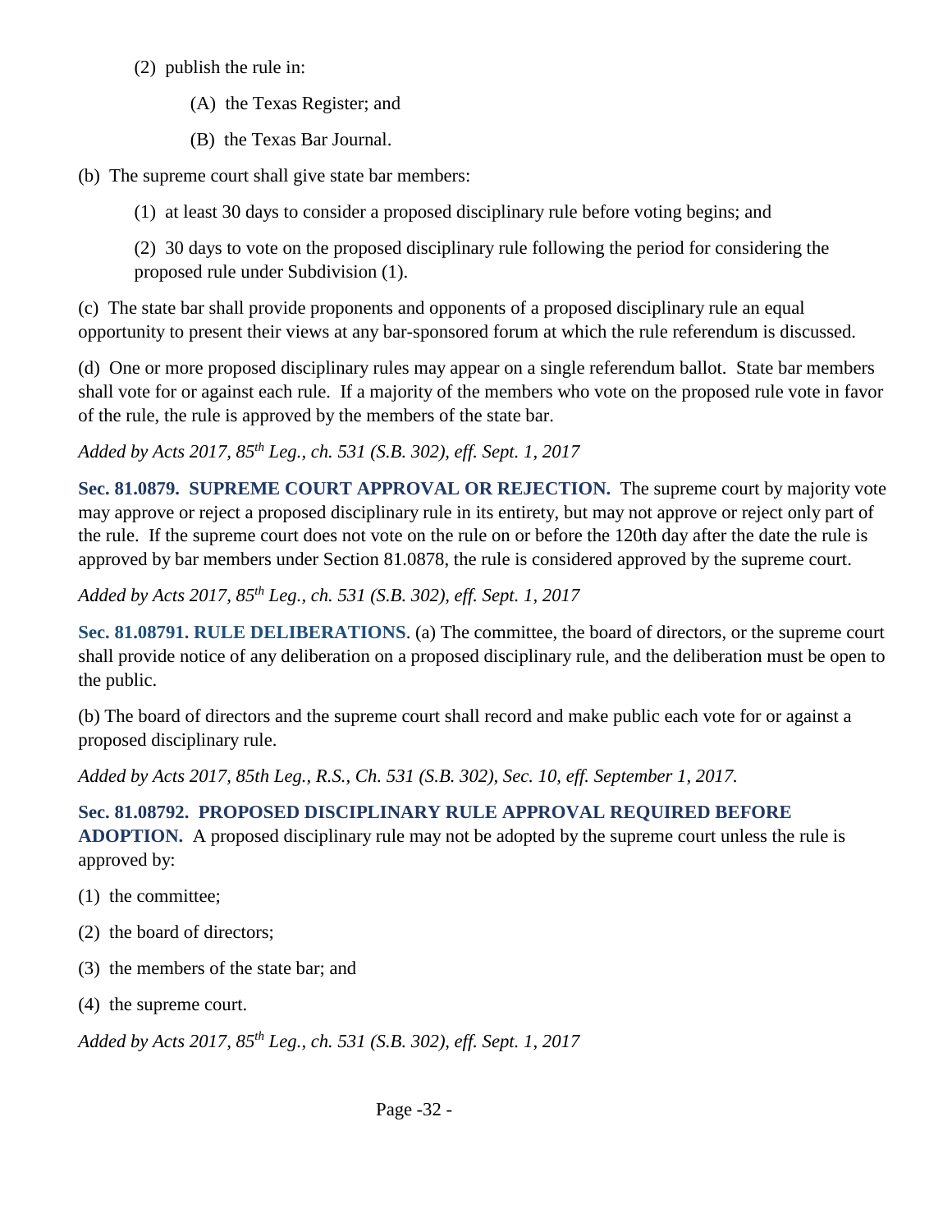(2) publish the rule in:

(A) the Texas Register; and

(B) the Texas Bar Journal.

(b) The supreme court shall give state bar members:

(1) at least 30 days to consider a proposed disciplinary rule before voting begins; and

(2) 30 days to vote on the proposed disciplinary rule following the period for considering the proposed rule under Subdivision (1).

(c) The state bar shall provide proponents and opponents of a proposed disciplinary rule an equal opportunity to present their views at any bar-sponsored forum at which the rule referendum is discussed.

(d) One or more proposed disciplinary rules may appear on a single referendum ballot. State bar members shall vote for or against each rule. If a majority of the members who vote on the proposed rule vote in favor of the rule, the rule is approved by the members of the state bar.

*Added by Acts 2017, 85th Leg., ch. 531 (S.B. 302), eff. Sept. 1, 2017*

**Sec. 81.0879. SUPREME COURT APPROVAL OR REJECTION.** The supreme court by majority vote may approve or reject a proposed disciplinary rule in its entirety, but may not approve or reject only part of the rule. If the supreme court does not vote on the rule on or before the 120th day after the date the rule is approved by bar members under Section 81.0878, the rule is considered approved by the supreme court.

*Added by Acts 2017, 85th Leg., ch. 531 (S.B. 302), eff. Sept. 1, 2017*

**Sec. 81.08791. RULE DELIBERATIONS**. (a) The committee, the board of directors, or the supreme court shall provide notice of any deliberation on a proposed disciplinary rule, and the deliberation must be open to the public.

(b) The board of directors and the supreme court shall record and make public each vote for or against a proposed disciplinary rule.

*Added by Acts 2017, 85th Leg., R.S., Ch. 531 (S.B. 302), Sec. 10, eff. September 1, 2017.*

**Sec. 81.08792. PROPOSED DISCIPLINARY RULE APPROVAL REQUIRED BEFORE ADOPTION.** A proposed disciplinary rule may not be adopted by the supreme court unless the rule is approved by:

(1) the committee;

(2) the board of directors;

(3) the members of the state bar; and

(4) the supreme court.

*Added by Acts 2017, 85th Leg., ch. 531 (S.B. 302), eff. Sept. 1, 2017*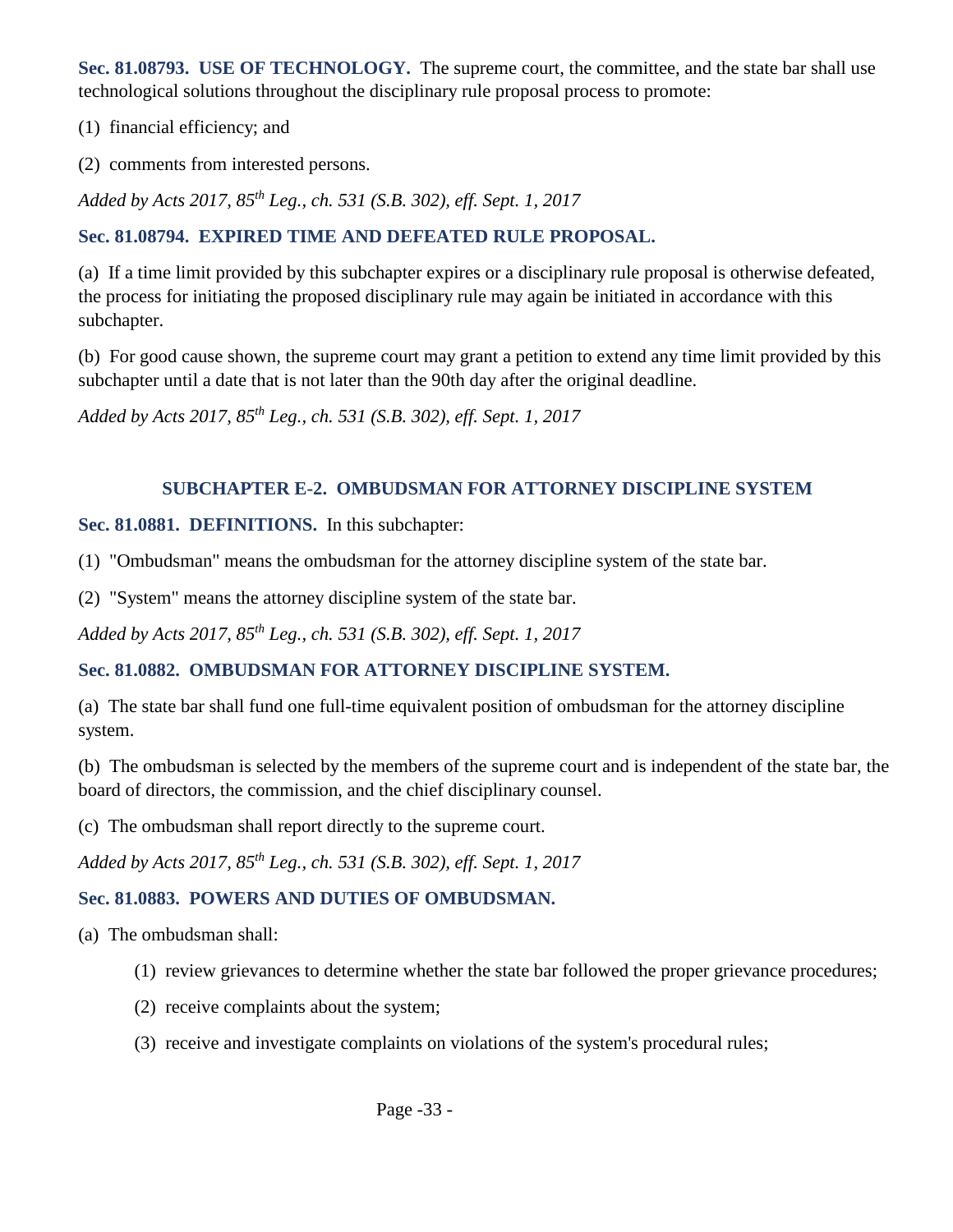**Sec. 81.08793. USE OF TECHNOLOGY.** The supreme court, the committee, and the state bar shall use technological solutions throughout the disciplinary rule proposal process to promote:

(1) financial efficiency; and

(2) comments from interested persons.

*Added by Acts 2017, 85th Leg., ch. 531 (S.B. 302), eff. Sept. 1, 2017*

**Sec. 81.08794. EXPIRED TIME AND DEFEATED RULE PROPOSAL.**

(a) If a time limit provided by this subchapter expires or a disciplinary rule proposal is otherwise defeated, the process for initiating the proposed disciplinary rule may again be initiated in accordance with this subchapter.

(b) For good cause shown, the supreme court may grant a petition to extend any time limit provided by this subchapter until a date that is not later than the 90th day after the original deadline.

*Added by Acts 2017, 85th Leg., ch. 531 (S.B. 302), eff. Sept. 1, 2017*

## SUBCHAPTER E-2. OMBUDSMAN FOR ATTORNEY DISCIPLINE SYSTEM

**Sec. 81.0881. DEFINITIONS.** In this subchapter:

(1) "Ombudsman" means the ombudsman for the attorney discipline system of the state bar.

(2) "System" means the attorney discipline system of the state bar.

*Added by Acts 2017, 85th Leg., ch. 531 (S.B. 302), eff. Sept. 1, 2017*

**Sec. 81.0882. OMBUDSMAN FOR ATTORNEY DISCIPLINE SYSTEM.**

(a) The state bar shall fund one full-time equivalent position of ombudsman for the attorney discipline system.

(b) The ombudsman is selected by the members of the supreme court and is independent of the state bar, the board of directors, the commission, and the chief disciplinary counsel.

(c) The ombudsman shall report directly to the supreme court.

*Added by Acts 2017, 85th Leg., ch. 531 (S.B. 302), eff. Sept. 1, 2017*

**Sec. 81.0883. POWERS AND DUTIES OF OMBUDSMAN.**

(a) The ombudsman shall:

- (1) review grievances to determine whether the state bar followed the proper grievance procedures;
- (2) receive complaints about the system;
- (3) receive and investigate complaints on violations of the system's procedural rules;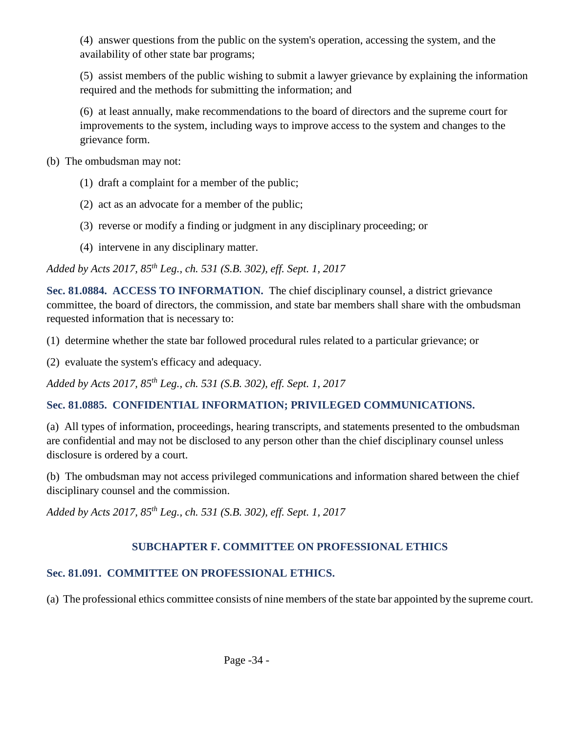(4) answer questions from the public on the system's operation, accessing the system, and the availability of other state bar programs;

(5) assist members of the public wishing to submit a lawyer grievance by explaining the information required and the methods for submitting the information; and

(6) at least annually, make recommendations to the board of directors and the supreme court for improvements to the system, including ways to improve access to the system and changes to the grievance form.

(b) The ombudsman may not:

(1) draft a complaint for a member of the public;

(2) act as an advocate for a member of the public;

(3) reverse or modify a finding or judgment in any disciplinary proceeding; or

(4) intervene in any disciplinary matter.

*Added by Acts 2017, 85th Leg., ch. 531 (S.B. 302), eff. Sept. 1, 2017*

**Sec. 81.0884. ACCESS TO INFORMATION.** The chief disciplinary counsel, a district grievance committee, the board of directors, the commission, and state bar members shall share with the ombudsman requested information that is necessary to:

(1) determine whether the state bar followed procedural rules related to a particular grievance; or

(2) evaluate the system's efficacy and adequacy.

*Added by Acts 2017, 85th Leg., ch. 531 (S.B. 302), eff. Sept. 1, 2017*

**Sec. 81.0885. CONFIDENTIAL INFORMATION; PRIVILEGED COMMUNICATIONS.**

(a) All types of information, proceedings, hearing transcripts, and statements presented to the ombudsman are confidential and may not be disclosed to any person other than the chief disciplinary counsel unless disclosure is ordered by a court.

(b) The ombudsman may not access privileged communications and information shared between the chief disciplinary counsel and the commission.

*Added by Acts 2017, 85th Leg., ch. 531 (S.B. 302), eff. Sept. 1, 2017*

## SUBCHAPTER F. COMMITTEE ON PROFESSIONAL ETHICS

**Sec. 81.091. COMMITTEE ON PROFESSIONAL ETHICS.**

(a) The professional ethics committee consists of nine members of the state bar appointed by the supreme court.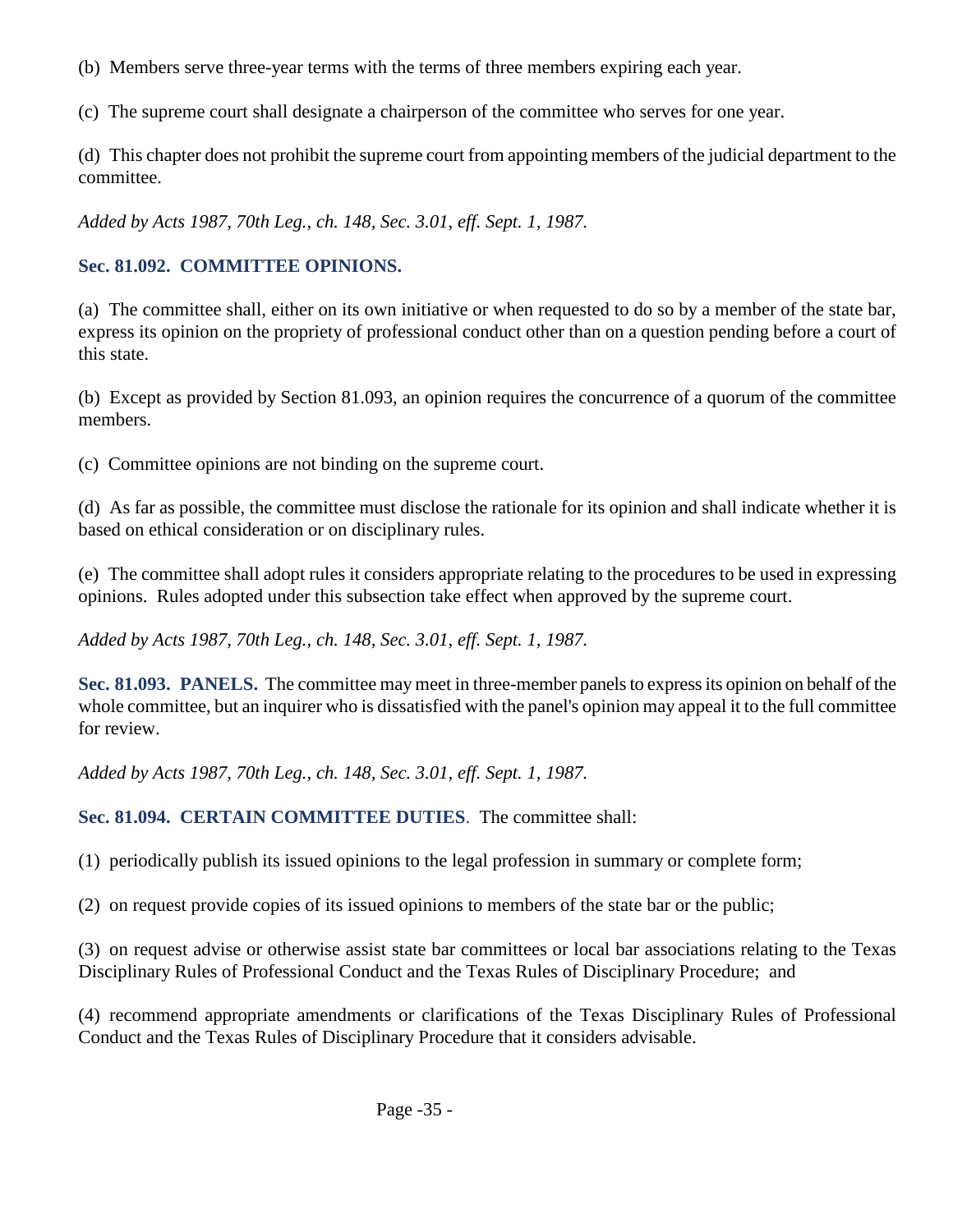(b) Members serve three-year terms with the terms of three members expiring each year.

(c) The supreme court shall designate a chairperson of the committee who serves for one year.

(d) This chapter does not prohibit the supreme court from appointing members of the judicial department to the committee.

*Added by Acts 1987, 70th Leg., ch. 148, Sec. 3.01, eff. Sept. 1, 1987.*

**Sec. 81.092. COMMITTEE OPINIONS.**

(a) The committee shall, either on its own initiative or when requested to do so by a member of the state bar, express its opinion on the propriety of professional conduct other than on a question pending before a court of this state.

(b) Except as provided by Section 81.093, an opinion requires the concurrence of a quorum of the committee members.

(c) Committee opinions are not binding on the supreme court.

(d) As far as possible, the committee must disclose the rationale for its opinion and shall indicate whether it is based on ethical consideration or on disciplinary rules.

(e) The committee shall adopt rules it considers appropriate relating to the procedures to be used in expressing opinions. Rules adopted under this subsection take effect when approved by the supreme court.

*Added by Acts 1987, 70th Leg., ch. 148, Sec. 3.01, eff. Sept. 1, 1987.*

**Sec. 81.093. PANELS.** The committee may meet in three-member panels to express its opinion on behalf of the whole committee, but an inquirer who is dissatisfied with the panel's opinion may appeal it to the full committee for review.

*Added by Acts 1987, 70th Leg., ch. 148, Sec. 3.01, eff. Sept. 1, 1987.*

**Sec. 81.094. CERTAIN COMMITTEE DUTIES**. The committee shall:

(1) periodically publish its issued opinions to the legal profession in summary or complete form;

(2) on request provide copies of its issued opinions to members of the state bar or the public;

(3) on request advise or otherwise assist state bar committees or local bar associations relating to the Texas Disciplinary Rules of Professional Conduct and the Texas Rules of Disciplinary Procedure; and

(4) recommend appropriate amendments or clarifications of the Texas Disciplinary Rules of Professional Conduct and the Texas Rules of Disciplinary Procedure that it considers advisable.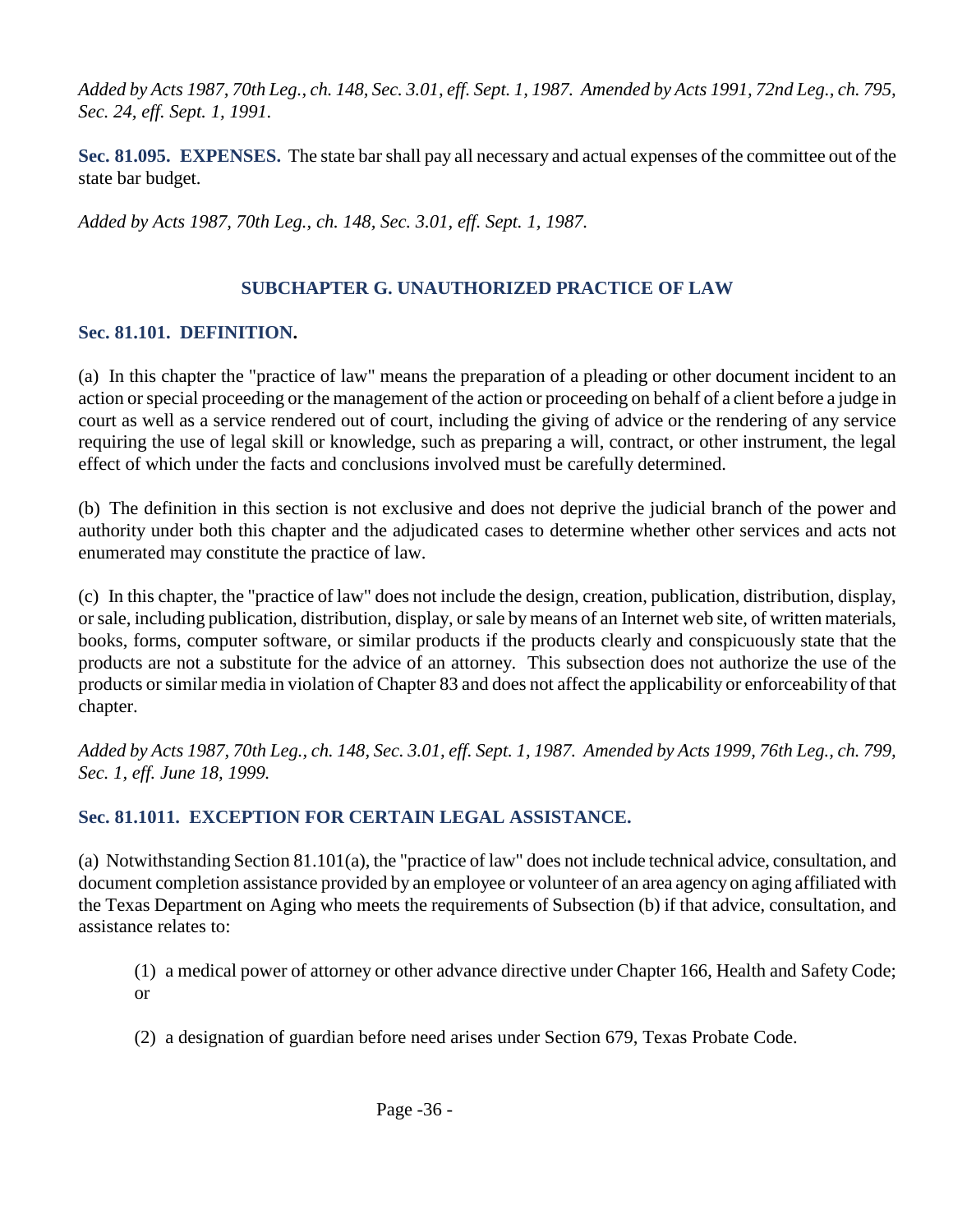*Added by Acts 1987, 70th Leg., ch. 148, Sec. 3.01, eff. Sept. 1, 1987. Amended by Acts 1991, 72nd Leg., ch. 795, Sec. 24, eff. Sept. 1, 1991.*

**Sec. 81.095. EXPENSES.** The state bar shall pay all necessary and actual expenses of the committee out of the state bar budget.

*Added by Acts 1987, 70th Leg., ch. 148, Sec. 3.01, eff. Sept. 1, 1987.*

## SUBCHAPTER G. UNAUTHORIZED PRACTICE OF LAW

### Sec. 81.101. DEFINITION.

(a) In this chapter the "practice of law" means the preparation of a pleading or other document incident to an action or special proceeding or the management of the action or proceeding on behalf of a client before a judge in court as well as a service rendered out of court, including the giving of advice or the rendering of any service requiring the use of legal skill or knowledge, such as preparing a will, contract, or other instrument, the legal effect of which under the facts and conclusions involved must be carefully determined.

(b) The definition in this section is not exclusive and does not deprive the judicial branch of the power and authority under both this chapter and the adjudicated cases to determine whether other services and acts not enumerated may constitute the practice of law.

(c) In this chapter, the "practice of law" does not include the design, creation, publication, distribution, display, or sale, including publication, distribution, display, or sale by means of an Internet web site, of written materials, books, forms, computer software, or similar products if the products clearly and conspicuously state that the products are not a substitute for the advice of an attorney. This subsection does not authorize the use of the products or similar media in violation of Chapter 83 and does not affect the applicability or enforceability of that chapter.

*Added by Acts 1987, 70th Leg., ch. 148, Sec. 3.01, eff. Sept. 1, 1987. Amended by Acts 1999, 76th Leg., ch. 799, Sec. 1, eff. June 18, 1999.*

### Sec. 81.1011. EXCEPTION FOR CERTAIN LEGAL ASSISTANCE.

(a) Notwithstanding Section 81.101(a), the "practice of law" does not include technical advice, consultation, and document completion assistance provided by an employee or volunteer of an area agency on aging affiliated with the Texas Department on Aging who meets the requirements of Subsection (b) if that advice, consultation, and assistance relates to:

(1) a medical power of attorney or other advance directive under Chapter 166, Health and Safety Code; or

(2) a designation of guardian before need arises under Section 679, Texas Probate Code.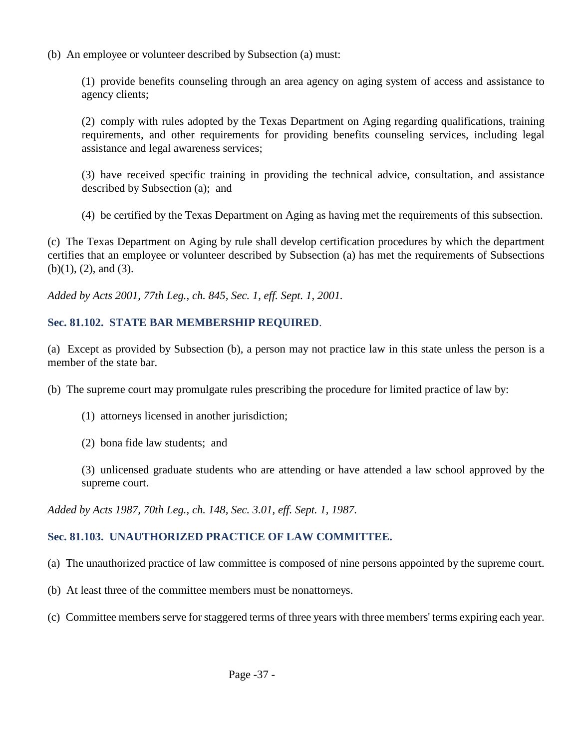(b) An employee or volunteer described by Subsection (a) must:

(1) provide benefits counseling through an area agency on aging system of access and assistance to agency clients;

(2) comply with rules adopted by the Texas Department on Aging regarding qualifications, training requirements, and other requirements for providing benefits counseling services, including legal assistance and legal awareness services;

(3) have received specific training in providing the technical advice, consultation, and assistance described by Subsection (a); and

(4) be certified by the Texas Department on Aging as having met the requirements of this subsection.

(c) The Texas Department on Aging by rule shall develop certification procedures by which the department certifies that an employee or volunteer described by Subsection (a) has met the requirements of Subsections (b)(1), (2), and (3).

*Added by Acts 2001, 77th Leg., ch. 845, Sec. 1, eff. Sept. 1, 2001.*

### Sec. 81.102. STATE BAR MEMBERSHIP REQUIRED.

(a) Except as provided by Subsection (b), a person may not practice law in this state unless the person is a member of the state bar.

(b) The supreme court may promulgate rules prescribing the procedure for limited practice of law by:

(1) attorneys licensed in another jurisdiction;

(2) bona fide law students; and

(3) unlicensed graduate students who are attending or have attended a law school approved by the supreme court.

*Added by Acts 1987, 70th Leg., ch. 148, Sec. 3.01, eff. Sept. 1, 1987.*

### Sec. 81.103. UNAUTHORIZED PRACTICE OF LAW COMMITTEE.

(a) The unauthorized practice of law committee is composed of nine persons appointed by the supreme court.

(b) At least three of the committee members must be nonattorneys.

(c) Committee members serve for staggered terms of three years with three members' terms expiring each year.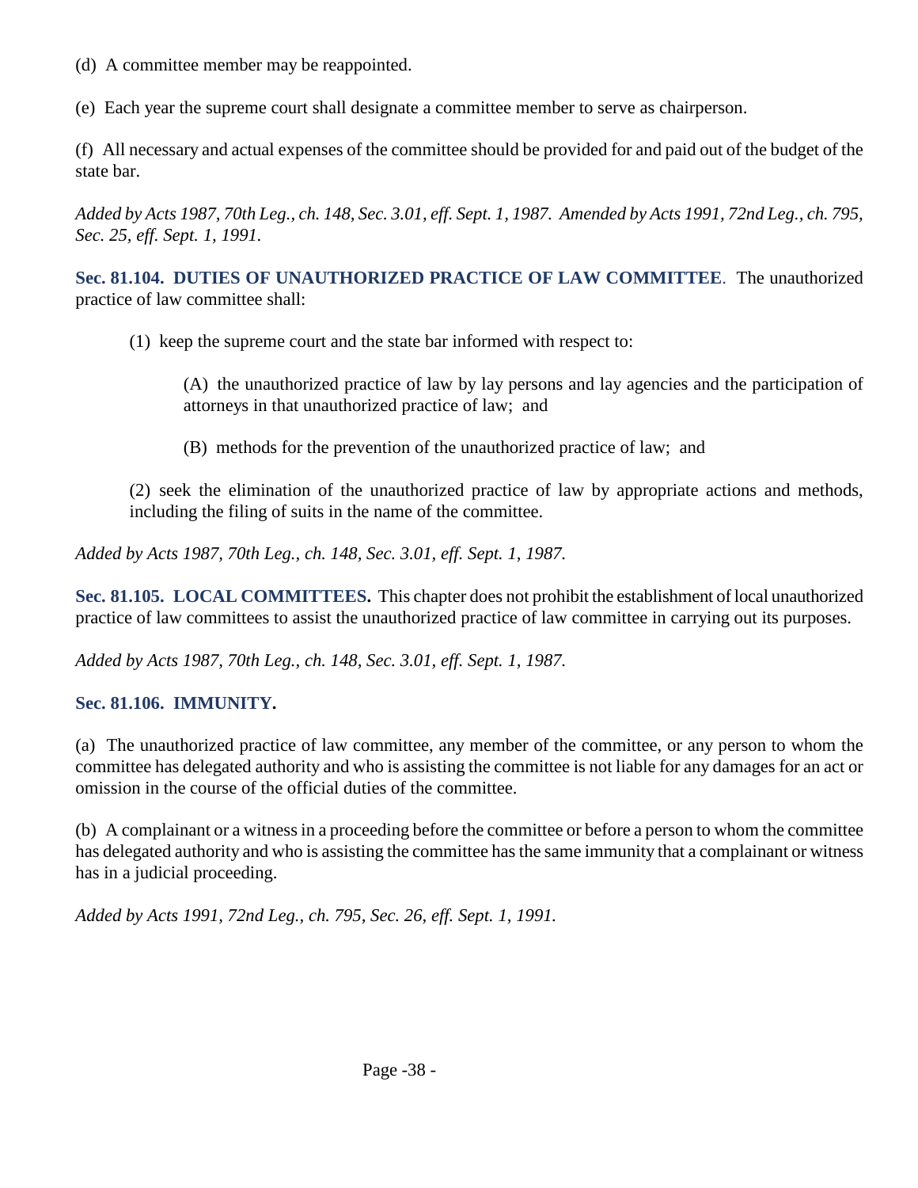(d) A committee member may be reappointed.

(e) Each year the supreme court shall designate a committee member to serve as chairperson.

(f) All necessary and actual expenses of the committee should be provided for and paid out of the budget of the state bar.

*Added by Acts 1987, 70th Leg., ch. 148, Sec. 3.01, eff. Sept. 1, 1987. Amended by Acts 1991, 72nd Leg., ch. 795, Sec. 25, eff. Sept. 1, 1991.*

**Sec. 81.104. DUTIES OF UNAUTHORIZED PRACTICE OF LAW COMMITTEE**. The unauthorized practice of law committee shall:

(1) keep the supreme court and the state bar informed with respect to:

(A) the unauthorized practice of law by lay persons and lay agencies and the participation of attorneys in that unauthorized practice of law; and

(B) methods for the prevention of the unauthorized practice of law; and

(2) seek the elimination of the unauthorized practice of law by appropriate actions and methods, including the filing of suits in the name of the committee.

*Added by Acts 1987, 70th Leg., ch. 148, Sec. 3.01, eff. Sept. 1, 1987.*

**Sec. 81.105. LOCAL COMMITTEES.** This chapter does not prohibit the establishment of local unauthorized practice of law committees to assist the unauthorized practice of law committee in carrying out its purposes.

*Added by Acts 1987, 70th Leg., ch. 148, Sec. 3.01, eff. Sept. 1, 1987.*

**Sec. 81.106. IMMUNITY.**

(a) The unauthorized practice of law committee, any member of the committee, or any person to whom the committee has delegated authority and who is assisting the committee is not liable for any damages for an act or omission in the course of the official duties of the committee.

(b) A complainant or a witness in a proceeding before the committee or before a person to whom the committee has delegated authority and who is assisting the committee has the same immunity that a complainant or witness has in a judicial proceeding.

*Added by Acts 1991, 72nd Leg., ch. 795, Sec. 26, eff. Sept. 1, 1991.*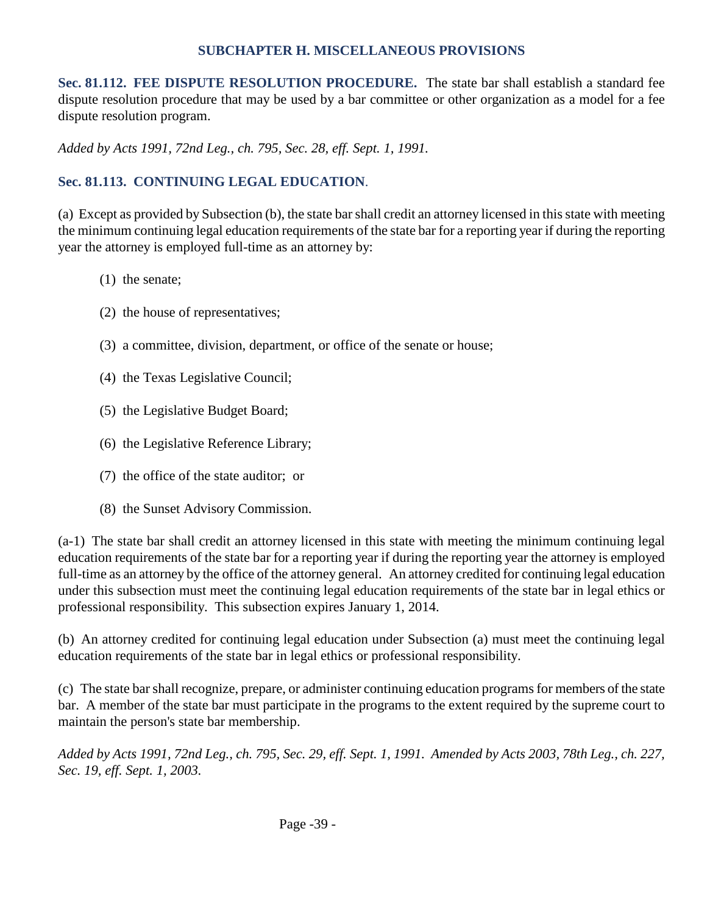## SUBCHAPTER H. MISCELLANEOUS PROVISIONS

**Sec. 81.112. FEE DISPUTE RESOLUTION PROCEDURE.** The state bar shall establish a standard fee dispute resolution procedure that may be used by a bar committee or other organization as a model for a fee dispute resolution program.

*Added by Acts 1991, 72nd Leg., ch. 795, Sec. 28, eff. Sept. 1, 1991.*

**Sec. 81.113. CONTINUING LEGAL EDUCATION.**

(a) Except as provided by Subsection (b), the state bar shall credit an attorney licensed in this state with meeting the minimum continuing legal education requirements of the state bar for a reporting year if during the reporting year the attorney is employed full-time as an attorney by:

(1) the senate;

(2) the house of representatives;

(3) a committee, division, department, or office of the senate or house;

(4) the Texas Legislative Council;

(5) the Legislative Budget Board;

(6) the Legislative Reference Library;

(7) the office of the state auditor; or

(8) the Sunset Advisory Commission.

(a-1) The state bar shall credit an attorney licensed in this state with meeting the minimum continuing legal education requirements of the state bar for a reporting year if during the reporting year the attorney is employed full-time as an attorney by the office of the attorney general. An attorney credited for continuing legal education under this subsection must meet the continuing legal education requirements of the state bar in legal ethics or professional responsibility. This subsection expires January 1, 2014.

(b) An attorney credited for continuing legal education under Subsection (a) must meet the continuing legal education requirements of the state bar in legal ethics or professional responsibility.

(c) The state bar shall recognize, prepare, or administer continuing education programs for members of the state bar. A member of the state bar must participate in the programs to the extent required by the supreme court to maintain the person's state bar membership.

*Added by Acts 1991, 72nd Leg., ch. 795, Sec. 29, eff. Sept. 1, 1991. Amended by Acts 2003, 78th Leg., ch. 227, Sec. 19, eff. Sept. 1, 2003.*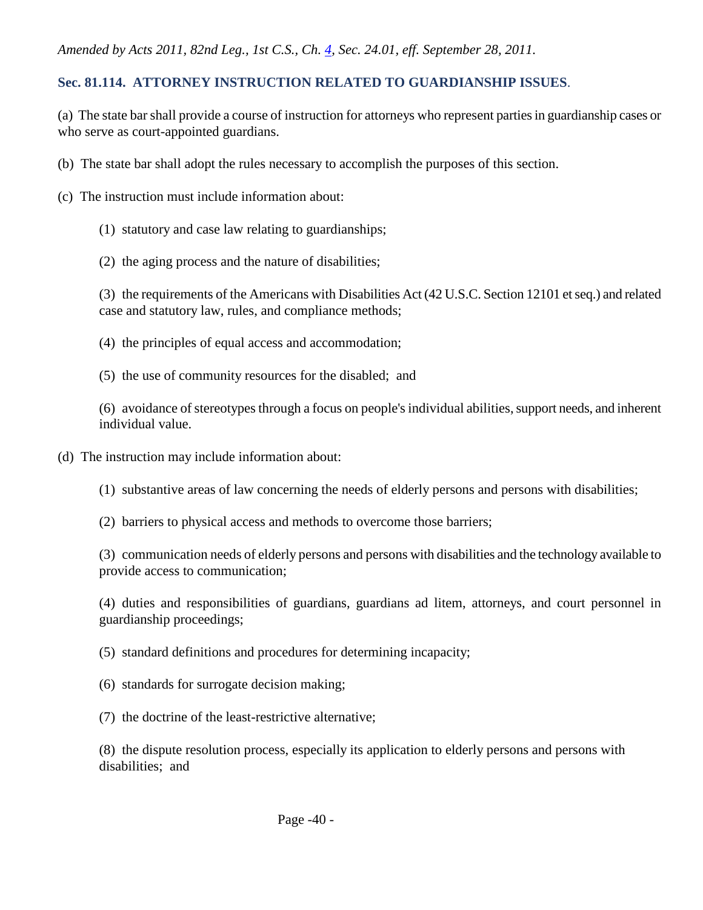*Amended by Acts 2011, 82nd Leg., 1st C.S., Ch. 4, Sec. 24.01, eff. September 28, 2011.*

### Sec. 81.114. ATTORNEY INSTRUCTION RELATED TO GUARDIANSHIP ISSUES.

(a) The state bar shall provide a course of instruction for attorneys who represent parties in guardianship cases or who serve as court-appointed guardians.

(b) The state bar shall adopt the rules necessary to accomplish the purposes of this section.

(c) The instruction must include information about:

(1) statutory and case law relating to guardianships;

(2) the aging process and the nature of disabilities;

(3) the requirements of the Americans with Disabilities Act (42 U.S.C. Section 12101 et seq.) and related case and statutory law, rules, and compliance methods;

(4) the principles of equal access and accommodation;

(5) the use of community resources for the disabled; and

(6) avoidance of stereotypes through a focus on people's individual abilities, support needs, and inherent individual value.

(d) The instruction may include information about:

(1) substantive areas of law concerning the needs of elderly persons and persons with disabilities;

(2) barriers to physical access and methods to overcome those barriers;

(3) communication needs of elderly persons and persons with disabilities and the technology available to provide access to communication;

(4) duties and responsibilities of guardians, guardians ad litem, attorneys, and court personnel in guardianship proceedings;

(5) standard definitions and procedures for determining incapacity;

(6) standards for surrogate decision making;

(7) the doctrine of the least-restrictive alternative;

(8) the dispute resolution process, especially its application to elderly persons and persons with disabilities; and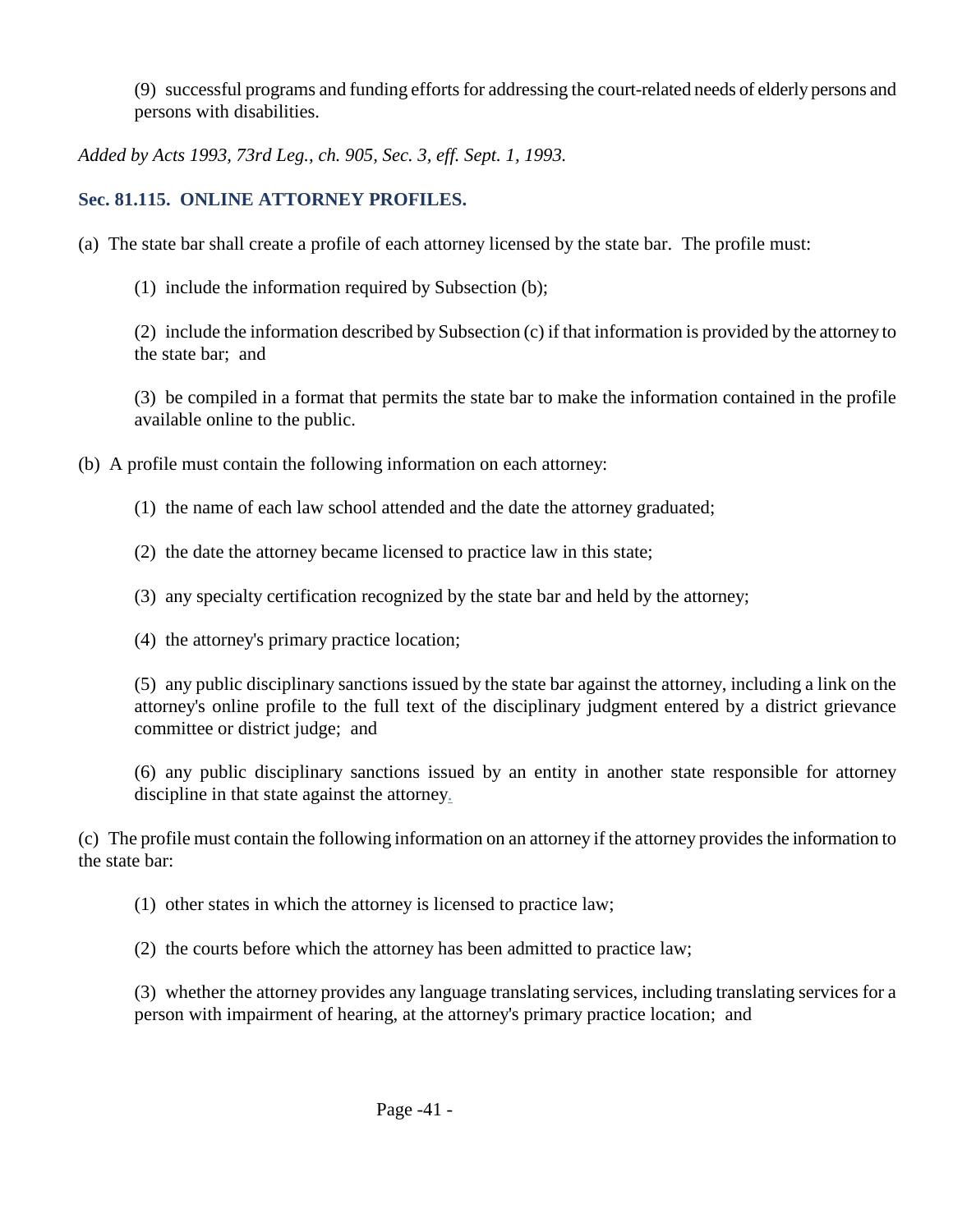(9) successful programs and funding efforts for addressing the court-related needs of elderly persons and persons with disabilities.

*Added by Acts 1993, 73rd Leg., ch. 905, Sec. 3, eff. Sept. 1, 1993.*

### Sec. 81.115. ONLINE ATTORNEY PROFILES.

(a) The state bar shall create a profile of each attorney licensed by the state bar. The profile must:

(1) include the information required by Subsection (b);

(2) include the information described by Subsection (c) if that information is provided by the attorney to the state bar; and

(3) be compiled in a format that permits the state bar to make the information contained in the profile available online to the public.

(b) A profile must contain the following information on each attorney:

(1) the name of each law school attended and the date the attorney graduated;

(2) the date the attorney became licensed to practice law in this state;

(3) any specialty certification recognized by the state bar and held by the attorney;

(4) the attorney's primary practice location;

(5) any public disciplinary sanctions issued by the state bar against the attorney, including a link on the attorney's online profile to the full text of the disciplinary judgment entered by a district grievance committee or district judge; and

(6) any public disciplinary sanctions issued by an entity in another state responsible for attorney discipline in that state against the attorney.

(c) The profile must contain the following information on an attorney if the attorney provides the information to the state bar:

(1) other states in which the attorney is licensed to practice law;

(2) the courts before which the attorney has been admitted to practice law;

(3) whether the attorney provides any language translating services, including translating services for a person with impairment of hearing, at the attorney's primary practice location; and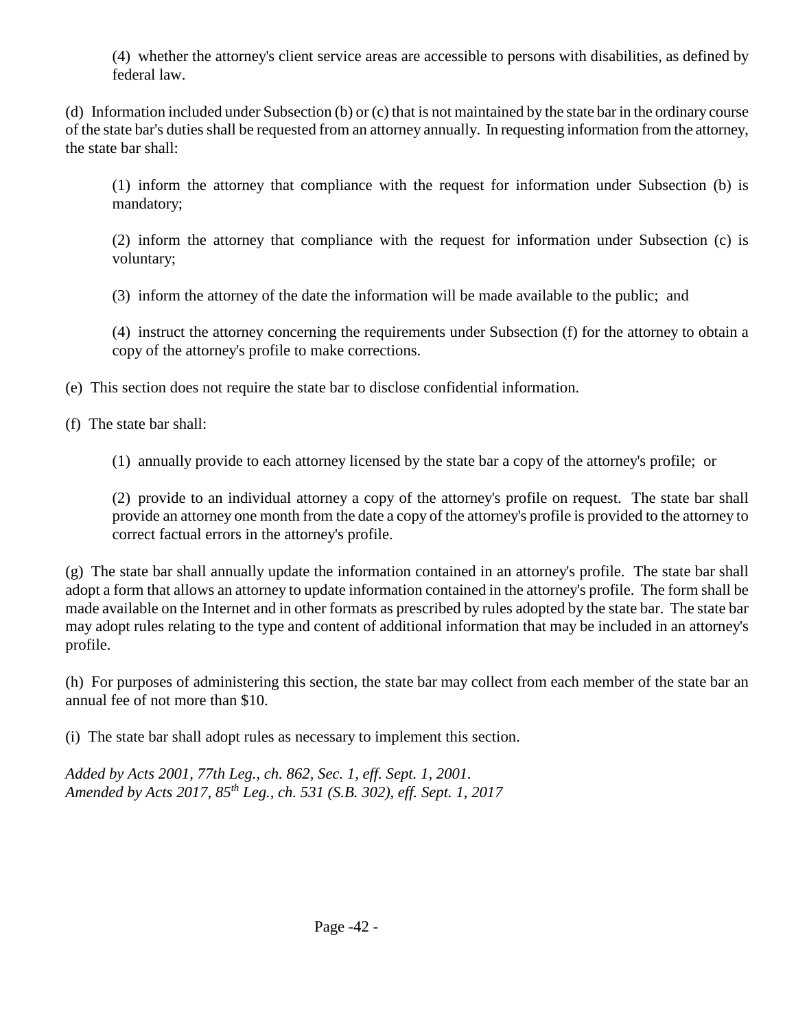(4) whether the attorney's client service areas are accessible to persons with disabilities, as defined by federal law.

(d) Information included under Subsection (b) or (c) that is not maintained by the state bar in the ordinary course of the state bar's duties shall be requested from an attorney annually. In requesting information from the attorney, the state bar shall:

(1) inform the attorney that compliance with the request for information under Subsection (b) is mandatory;

(2) inform the attorney that compliance with the request for information under Subsection (c) is voluntary;

(3) inform the attorney of the date the information will be made available to the public; and

(4) instruct the attorney concerning the requirements under Subsection (f) for the attorney to obtain a copy of the attorney's profile to make corrections.

(e) This section does not require the state bar to disclose confidential information.

(f) The state bar shall:

(1) annually provide to each attorney licensed by the state bar a copy of the attorney's profile; or

(2) provide to an individual attorney a copy of the attorney's profile on request. The state bar shall provide an attorney one month from the date a copy of the attorney's profile is provided to the attorney to correct factual errors in the attorney's profile.

(g) The state bar shall annually update the information contained in an attorney's profile. The state bar shall adopt a form that allows an attorney to update information contained in the attorney's profile. The form shall be made available on the Internet and in other formats as prescribed by rules adopted by the state bar. The state bar may adopt rules relating to the type and content of additional information that may be included in an attorney's profile.

(h) For purposes of administering this section, the state bar may collect from each member of the state bar an annual fee of not more than $10.

(i) The state bar shall adopt rules as necessary to implement this section.

*Added by Acts 2001, 77th Leg., ch. 862, Sec. 1, eff. Sept. 1, 2001.*
*Amended by Acts 2017, 85th Leg., ch. 531 (S.B. 302), eff. Sept. 1, 2017*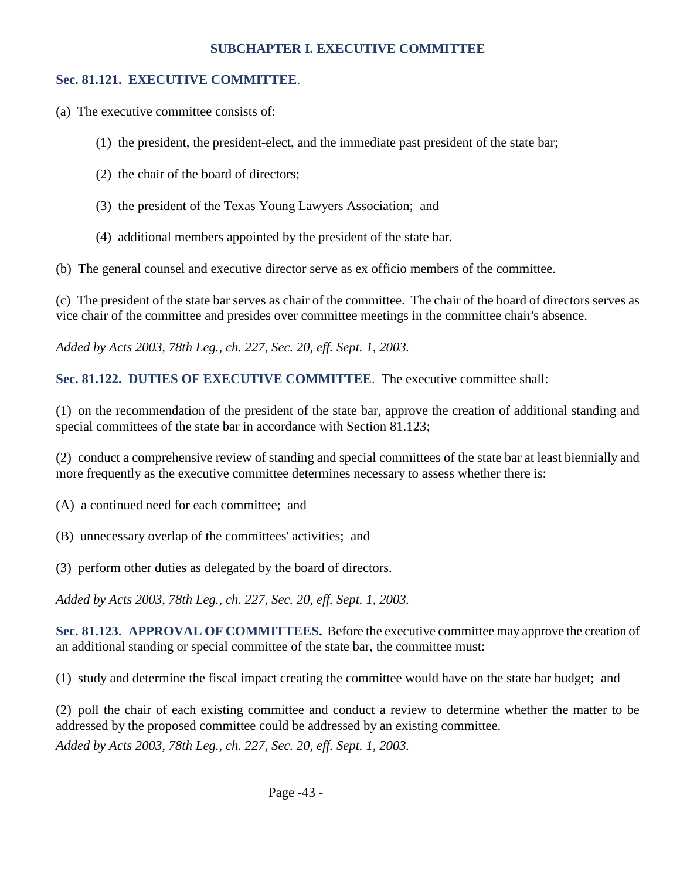## SUBCHAPTER I. EXECUTIVE COMMITTEE

**Sec. 81.121. EXECUTIVE COMMITTEE**.

(a) The executive committee consists of:

(1) the president, the president-elect, and the immediate past president of the state bar;

(2) the chair of the board of directors;

(3) the president of the Texas Young Lawyers Association; and

(4) additional members appointed by the president of the state bar.

(b) The general counsel and executive director serve as ex officio members of the committee.

(c) The president of the state bar serves as chair of the committee. The chair of the board of directors serves as vice chair of the committee and presides over committee meetings in the committee chair's absence.

*Added by Acts 2003, 78th Leg., ch. 227, Sec. 20, eff. Sept. 1, 2003.*

**Sec. 81.122. DUTIES OF EXECUTIVE COMMITTEE**. The executive committee shall:

(1) on the recommendation of the president of the state bar, approve the creation of additional standing and special committees of the state bar in accordance with Section 81.123;

(2) conduct a comprehensive review of standing and special committees of the state bar at least biennially and more frequently as the executive committee determines necessary to assess whether there is:

(A) a continued need for each committee; and

(B) unnecessary overlap of the committees' activities; and

(3) perform other duties as delegated by the board of directors.

*Added by Acts 2003, 78th Leg., ch. 227, Sec. 20, eff. Sept. 1, 2003.*

**Sec. 81.123. APPROVAL OF COMMITTEES.** Before the executive committee may approve the creation of an additional standing or special committee of the state bar, the committee must:

(1) study and determine the fiscal impact creating the committee would have on the state bar budget; and

(2) poll the chair of each existing committee and conduct a review to determine whether the matter to be addressed by the proposed committee could be addressed by an existing committee.

*Added by Acts 2003, 78th Leg., ch. 227, Sec. 20, eff. Sept. 1, 2003.*